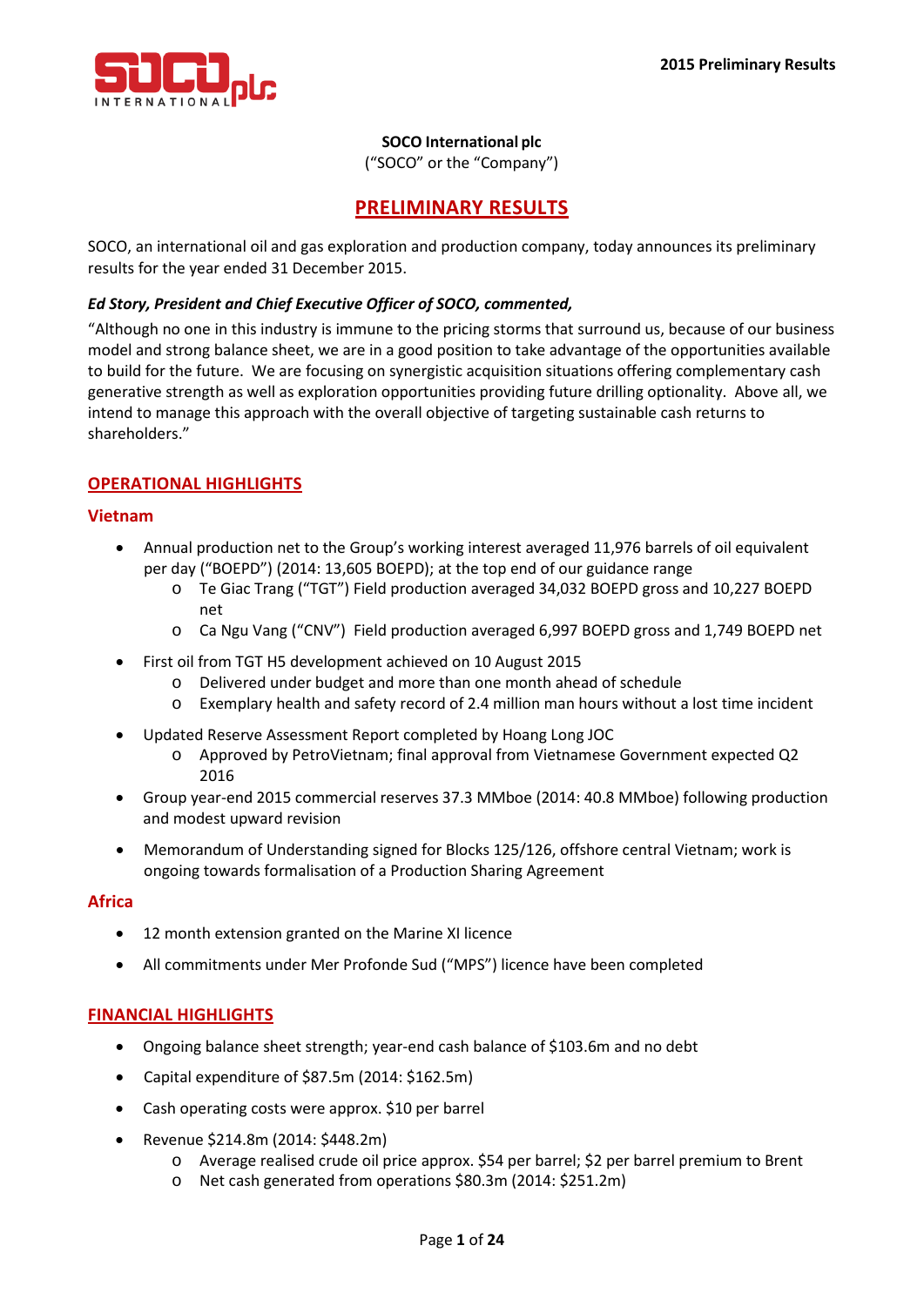**SOCO International plc**
("SOCO" or the "Company")

# PRELIMINARY RESULTS

SOCO, an international oil and gas exploration and production company, today announces its preliminary results for the year ended 31 December 2015.

***Ed Story, President and Chief Executive Officer of SOCO, commented,***

"Although no one in this industry is immune to the pricing storms that surround us, because of our business model and strong balance sheet, we are in a good position to take advantage of the opportunities available to build for the future. We are focusing on synergistic acquisition situations offering complementary cash generative strength as well as exploration opportunities providing future drilling optionality. Above all, we intend to manage this approach with the overall objective of targeting sustainable cash returns to shareholders."

## OPERATIONAL HIGHLIGHTS

### Vietnam

- Annual production net to the Group's working interest averaged 11,976 barrels of oil equivalent per day ("BOEPD") (2014: 13,605 BOEPD); at the top end of our guidance range
  - Te Giac Trang ("TGT") Field production averaged 34,032 BOEPD gross and 10,227 BOEPD net
  - Ca Ngu Vang ("CNV") Field production averaged 6,997 BOEPD gross and 1,749 BOEPD net
- First oil from TGT H5 development achieved on 10 August 2015
  - Delivered under budget and more than one month ahead of schedule
  - Exemplary health and safety record of 2.4 million man hours without a lost time incident
- Updated Reserve Assessment Report completed by Hoang Long JOC
  - Approved by PetroVietnam; final approval from Vietnamese Government expected Q2 2016
- Group year-end 2015 commercial reserves 37.3 MMboe (2014: 40.8 MMboe) following production and modest upward revision
- Memorandum of Understanding signed for Blocks 125/126, offshore central Vietnam; work is ongoing towards formalisation of a Production Sharing Agreement

### Africa

- 12 month extension granted on the Marine XI licence
- All commitments under Mer Profonde Sud ("MPS") licence have been completed

## FINANCIAL HIGHLIGHTS

- Ongoing balance sheet strength; year-end cash balance of $103.6m and no debt
- Capital expenditure of $87.5m (2014: $162.5m)
- Cash operating costs were approx. $10 per barrel
- Revenue $214.8m (2014: $448.2m)
  - Average realised crude oil price approx. $54 per barrel; $2 per barrel premium to Brent
  - Net cash generated from operations $80.3m (2014: $251.2m)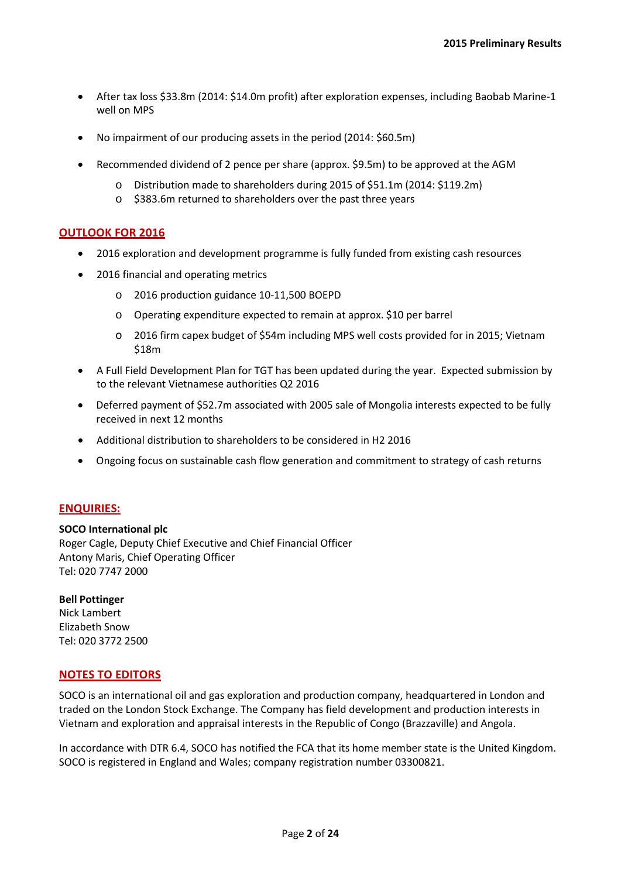- After tax loss $33.8m (2014: $14.0m profit) after exploration expenses, including Baobab Marine-1 well on MPS
- No impairment of our producing assets in the period (2014: $60.5m)
- Recommended dividend of 2 pence per share (approx. $9.5m) to be approved at the AGM
  - Distribution made to shareholders during 2015 of $51.1m (2014: $119.2m)
  - $383.6m returned to shareholders over the past three years

## OUTLOOK FOR 2016

- 2016 exploration and development programme is fully funded from existing cash resources
- 2016 financial and operating metrics
  - 2016 production guidance 10-11,500 BOEPD
  - Operating expenditure expected to remain at approx. $10 per barrel
  - 2016 firm capex budget of $54m including MPS well costs provided for in 2015; Vietnam $18m
- A Full Field Development Plan for TGT has been updated during the year. Expected submission by to the relevant Vietnamese authorities Q2 2016
- Deferred payment of $52.7m associated with 2005 sale of Mongolia interests expected to be fully received in next 12 months
- Additional distribution to shareholders to be considered in H2 2016
- Ongoing focus on sustainable cash flow generation and commitment to strategy of cash returns

## ENQUIRIES:

**SOCO International plc**
Roger Cagle, Deputy Chief Executive and Chief Financial Officer
Antony Maris, Chief Operating Officer
Tel: 020 7747 2000

**Bell Pottinger**
Nick Lambert
Elizabeth Snow
Tel: 020 3772 2500

## NOTES TO EDITORS

SOCO is an international oil and gas exploration and production company, headquartered in London and traded on the London Stock Exchange. The Company has field development and production interests in Vietnam and exploration and appraisal interests in the Republic of Congo (Brazzaville) and Angola.

In accordance with DTR 6.4, SOCO has notified the FCA that its home member state is the United Kingdom. SOCO is registered in England and Wales; company registration number 03300821.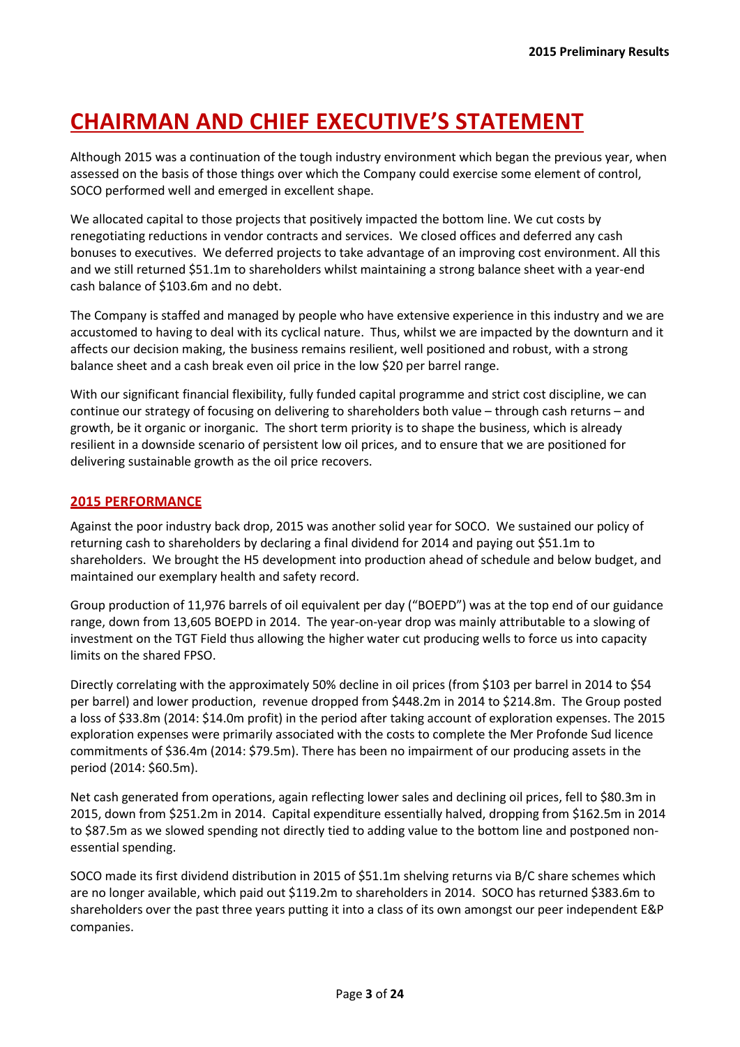// Page 3 of 24 — Chairman and Chief Executive's Statement

# CHAIRMAN AND CHIEF EXECUTIVE'S STATEMENT

Although 2015 was a continuation of the tough industry environment which began the previous year, when assessed on the basis of those things over which the Company could exercise some element of control, SOCO performed well and emerged in excellent shape.

We allocated capital to those projects that positively impacted the bottom line. We cut costs by renegotiating reductions in vendor contracts and services. We closed offices and deferred any cash bonuses to executives. We deferred projects to take advantage of an improving cost environment. All this and we still returned $51.1m to shareholders whilst maintaining a strong balance sheet with a year-end cash balance of $103.6m and no debt.

The Company is staffed and managed by people who have extensive experience in this industry and we are accustomed to having to deal with its cyclical nature. Thus, whilst we are impacted by the downturn and it affects our decision making, the business remains resilient, well positioned and robust, with a strong balance sheet and a cash break even oil price in the low $20 per barrel range.

With our significant financial flexibility, fully funded capital programme and strict cost discipline, we can continue our strategy of focusing on delivering to shareholders both value – through cash returns – and growth, be it organic or inorganic. The short term priority is to shape the business, which is already resilient in a downside scenario of persistent low oil prices, and to ensure that we are positioned for delivering sustainable growth as the oil price recovers.

## 2015 PERFORMANCE

Against the poor industry back drop, 2015 was another solid year for SOCO. We sustained our policy of returning cash to shareholders by declaring a final dividend for 2014 and paying out $51.1m to shareholders. We brought the H5 development into production ahead of schedule and below budget, and maintained our exemplary health and safety record.

Group production of 11,976 barrels of oil equivalent per day ("BOEPD") was at the top end of our guidance range, down from 13,605 BOEPD in 2014. The year-on-year drop was mainly attributable to a slowing of investment on the TGT Field thus allowing the higher water cut producing wells to force us into capacity limits on the shared FPSO.

Directly correlating with the approximately 50% decline in oil prices (from $103 per barrel in 2014 to $54 per barrel) and lower production, revenue dropped from $448.2m in 2014 to $214.8m. The Group posted a loss of $33.8m (2014: $14.0m profit) in the period after taking account of exploration expenses. The 2015 exploration expenses were primarily associated with the costs to complete the Mer Profonde Sud licence commitments of $36.4m (2014: $79.5m). There has been no impairment of our producing assets in the period (2014: $60.5m).

Net cash generated from operations, again reflecting lower sales and declining oil prices, fell to $80.3m in 2015, down from $251.2m in 2014. Capital expenditure essentially halved, dropping from $162.5m in 2014 to $87.5m as we slowed spending not directly tied to adding value to the bottom line and postponed non-essential spending.

SOCO made its first dividend distribution in 2015 of $51.1m shelving returns via B/C share schemes which are no longer available, which paid out $119.2m to shareholders in 2014. SOCO has returned $383.6m to shareholders over the past three years putting it into a class of its own amongst our peer independent E&P companies.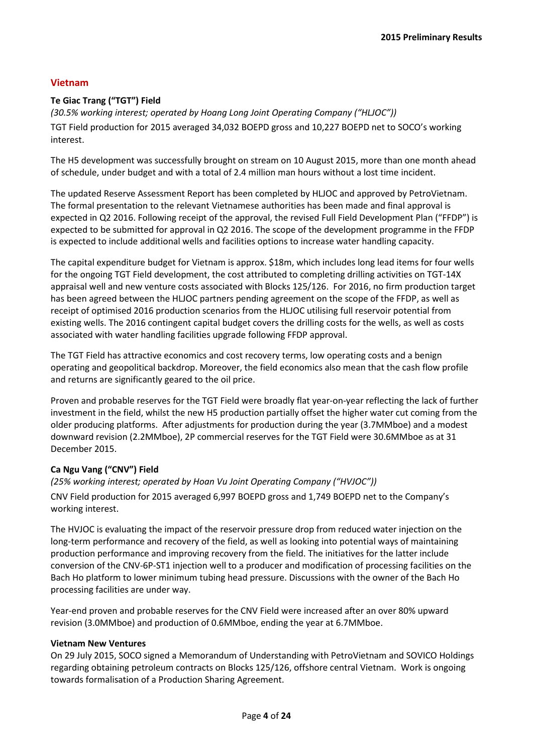## Vietnam

### Te Giac Trang ("TGT") Field

*(30.5% working interest; operated by Hoang Long Joint Operating Company ("HLJOC"))*

TGT Field production for 2015 averaged 34,032 BOEPD gross and 10,227 BOEPD net to SOCO's working interest.

The H5 development was successfully brought on stream on 10 August 2015, more than one month ahead of schedule, under budget and with a total of 2.4 million man hours without a lost time incident.

The updated Reserve Assessment Report has been completed by HLJOC and approved by PetroVietnam. The formal presentation to the relevant Vietnamese authorities has been made and final approval is expected in Q2 2016. Following receipt of the approval, the revised Full Field Development Plan ("FFDP") is expected to be submitted for approval in Q2 2016. The scope of the development programme in the FFDP is expected to include additional wells and facilities options to increase water handling capacity.

The capital expenditure budget for Vietnam is approx. $18m, which includes long lead items for four wells for the ongoing TGT Field development, the cost attributed to completing drilling activities on TGT-14X appraisal well and new venture costs associated with Blocks 125/126. For 2016, no firm production target has been agreed between the HLJOC partners pending agreement on the scope of the FFDP, as well as receipt of optimised 2016 production scenarios from the HLJOC utilising full reservoir potential from existing wells. The 2016 contingent capital budget covers the drilling costs for the wells, as well as costs associated with water handling facilities upgrade following FFDP approval.

The TGT Field has attractive economics and cost recovery terms, low operating costs and a benign operating and geopolitical backdrop. Moreover, the field economics also mean that the cash flow profile and returns are significantly geared to the oil price.

Proven and probable reserves for the TGT Field were broadly flat year-on-year reflecting the lack of further investment in the field, whilst the new H5 production partially offset the higher water cut coming from the older producing platforms. After adjustments for production during the year (3.7MMboe) and a modest downward revision (2.2MMboe), 2P commercial reserves for the TGT Field were 30.6MMboe as at 31 December 2015.

### Ca Ngu Vang ("CNV") Field

*(25% working interest; operated by Hoan Vu Joint Operating Company ("HVJOC"))*

CNV Field production for 2015 averaged 6,997 BOEPD gross and 1,749 BOEPD net to the Company's working interest.

The HVJOC is evaluating the impact of the reservoir pressure drop from reduced water injection on the long-term performance and recovery of the field, as well as looking into potential ways of maintaining production performance and improving recovery from the field. The initiatives for the latter include conversion of the CNV-6P-ST1 injection well to a producer and modification of processing facilities on the Bach Ho platform to lower minimum tubing head pressure. Discussions with the owner of the Bach Ho processing facilities are under way.

Year-end proven and probable reserves for the CNV Field were increased after an over 80% upward revision (3.0MMboe) and production of 0.6MMboe, ending the year at 6.7MMboe.

### Vietnam New Ventures

On 29 July 2015, SOCO signed a Memorandum of Understanding with PetroVietnam and SOVICO Holdings regarding obtaining petroleum contracts on Blocks 125/126, offshore central Vietnam. Work is ongoing towards formalisation of a Production Sharing Agreement.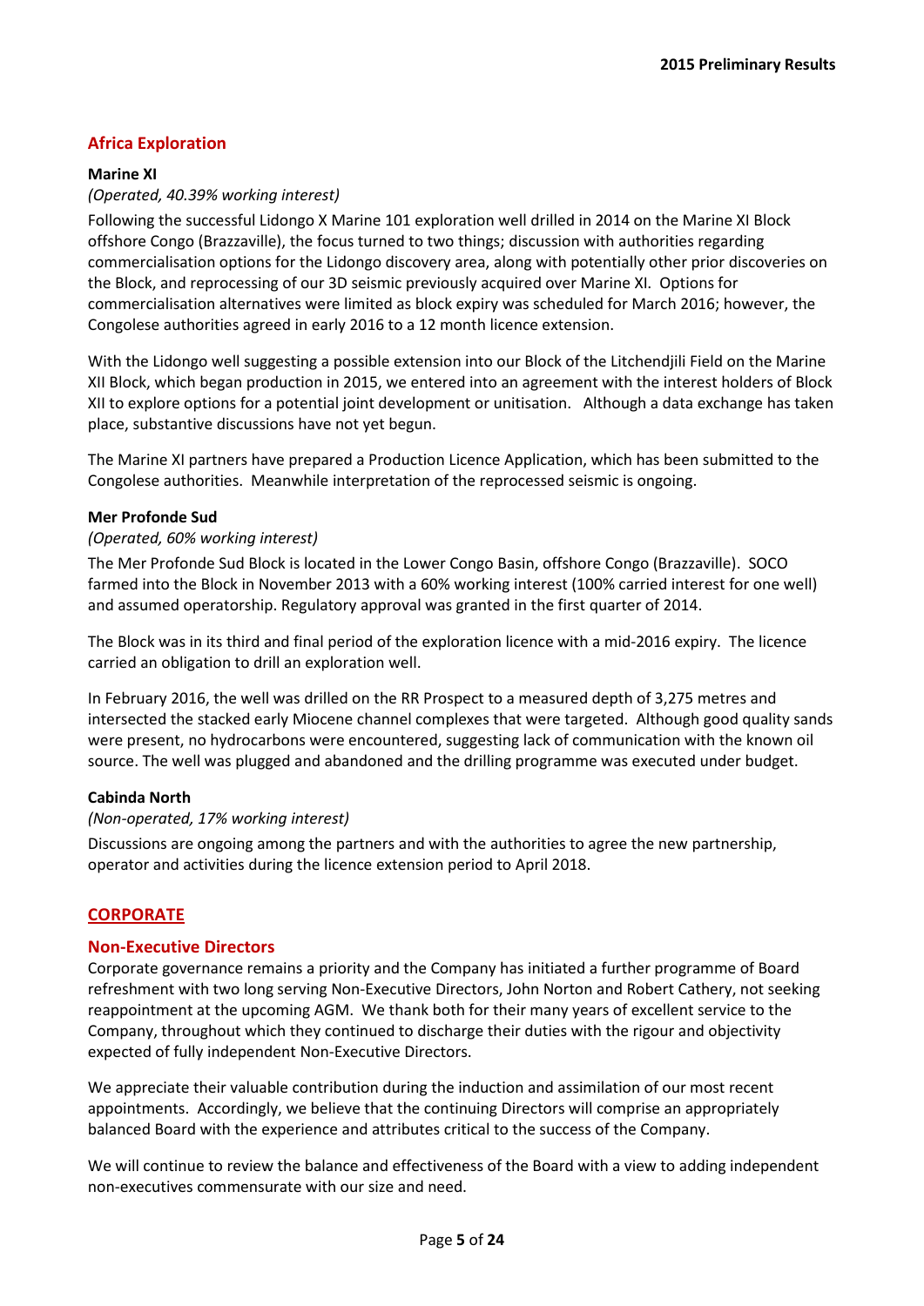## Africa Exploration

### Marine XI

*(Operated, 40.39% working interest)*

Following the successful Lidongo X Marine 101 exploration well drilled in 2014 on the Marine XI Block offshore Congo (Brazzaville), the focus turned to two things; discussion with authorities regarding commercialisation options for the Lidongo discovery area, along with potentially other prior discoveries on the Block, and reprocessing of our 3D seismic previously acquired over Marine XI. Options for commercialisation alternatives were limited as block expiry was scheduled for March 2016; however, the Congolese authorities agreed in early 2016 to a 12 month licence extension.

With the Lidongo well suggesting a possible extension into our Block of the Litchendjili Field on the Marine XII Block, which began production in 2015, we entered into an agreement with the interest holders of Block XII to explore options for a potential joint development or unitisation. Although a data exchange has taken place, substantive discussions have not yet begun.

The Marine XI partners have prepared a Production Licence Application, which has been submitted to the Congolese authorities. Meanwhile interpretation of the reprocessed seismic is ongoing.

### Mer Profonde Sud

*(Operated, 60% working interest)*

The Mer Profonde Sud Block is located in the Lower Congo Basin, offshore Congo (Brazzaville). SOCO farmed into the Block in November 2013 with a 60% working interest (100% carried interest for one well) and assumed operatorship. Regulatory approval was granted in the first quarter of 2014.

The Block was in its third and final period of the exploration licence with a mid-2016 expiry. The licence carried an obligation to drill an exploration well.

In February 2016, the well was drilled on the RR Prospect to a measured depth of 3,275 metres and intersected the stacked early Miocene channel complexes that were targeted. Although good quality sands were present, no hydrocarbons were encountered, suggesting lack of communication with the known oil source. The well was plugged and abandoned and the drilling programme was executed under budget.

### Cabinda North

*(Non-operated, 17% working interest)*

Discussions are ongoing among the partners and with the authorities to agree the new partnership, operator and activities during the licence extension period to April 2018.

## CORPORATE

### Non-Executive Directors

Corporate governance remains a priority and the Company has initiated a further programme of Board refreshment with two long serving Non-Executive Directors, John Norton and Robert Cathery, not seeking reappointment at the upcoming AGM. We thank both for their many years of excellent service to the Company, throughout which they continued to discharge their duties with the rigour and objectivity expected of fully independent Non-Executive Directors.

We appreciate their valuable contribution during the induction and assimilation of our most recent appointments. Accordingly, we believe that the continuing Directors will comprise an appropriately balanced Board with the experience and attributes critical to the success of the Company.

We will continue to review the balance and effectiveness of the Board with a view to adding independent non-executives commensurate with our size and need.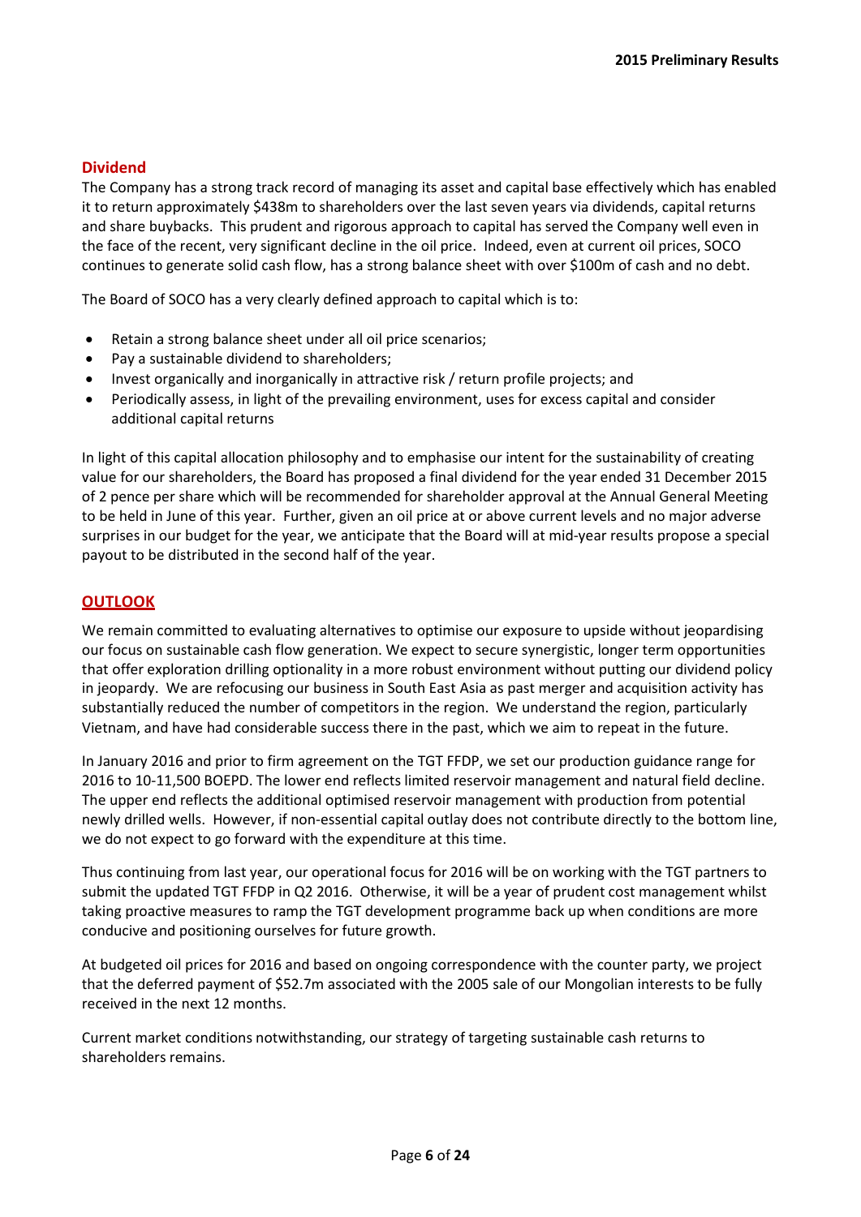## Dividend

The Company has a strong track record of managing its asset and capital base effectively which has enabled it to return approximately $438m to shareholders over the last seven years via dividends, capital returns and share buybacks. This prudent and rigorous approach to capital has served the Company well even in the face of the recent, very significant decline in the oil price. Indeed, even at current oil prices, SOCO continues to generate solid cash flow, has a strong balance sheet with over $100m of cash and no debt.

The Board of SOCO has a very clearly defined approach to capital which is to:

- Retain a strong balance sheet under all oil price scenarios;
- Pay a sustainable dividend to shareholders;
- Invest organically and inorganically in attractive risk / return profile projects; and
- Periodically assess, in light of the prevailing environment, uses for excess capital and consider additional capital returns

In light of this capital allocation philosophy and to emphasise our intent for the sustainability of creating value for our shareholders, the Board has proposed a final dividend for the year ended 31 December 2015 of 2 pence per share which will be recommended for shareholder approval at the Annual General Meeting to be held in June of this year. Further, given an oil price at or above current levels and no major adverse surprises in our budget for the year, we anticipate that the Board will at mid-year results propose a special payout to be distributed in the second half of the year.

## OUTLOOK

We remain committed to evaluating alternatives to optimise our exposure to upside without jeopardising our focus on sustainable cash flow generation. We expect to secure synergistic, longer term opportunities that offer exploration drilling optionality in a more robust environment without putting our dividend policy in jeopardy. We are refocusing our business in South East Asia as past merger and acquisition activity has substantially reduced the number of competitors in the region. We understand the region, particularly Vietnam, and have had considerable success there in the past, which we aim to repeat in the future.

In January 2016 and prior to firm agreement on the TGT FFDP, we set our production guidance range for 2016 to 10-11,500 BOEPD. The lower end reflects limited reservoir management and natural field decline. The upper end reflects the additional optimised reservoir management with production from potential newly drilled wells. However, if non-essential capital outlay does not contribute directly to the bottom line, we do not expect to go forward with the expenditure at this time.

Thus continuing from last year, our operational focus for 2016 will be on working with the TGT partners to submit the updated TGT FFDP in Q2 2016. Otherwise, it will be a year of prudent cost management whilst taking proactive measures to ramp the TGT development programme back up when conditions are more conducive and positioning ourselves for future growth.

At budgeted oil prices for 2016 and based on ongoing correspondence with the counter party, we project that the deferred payment of $52.7m associated with the 2005 sale of our Mongolian interests to be fully received in the next 12 months.

Current market conditions notwithstanding, our strategy of targeting sustainable cash returns to shareholders remains.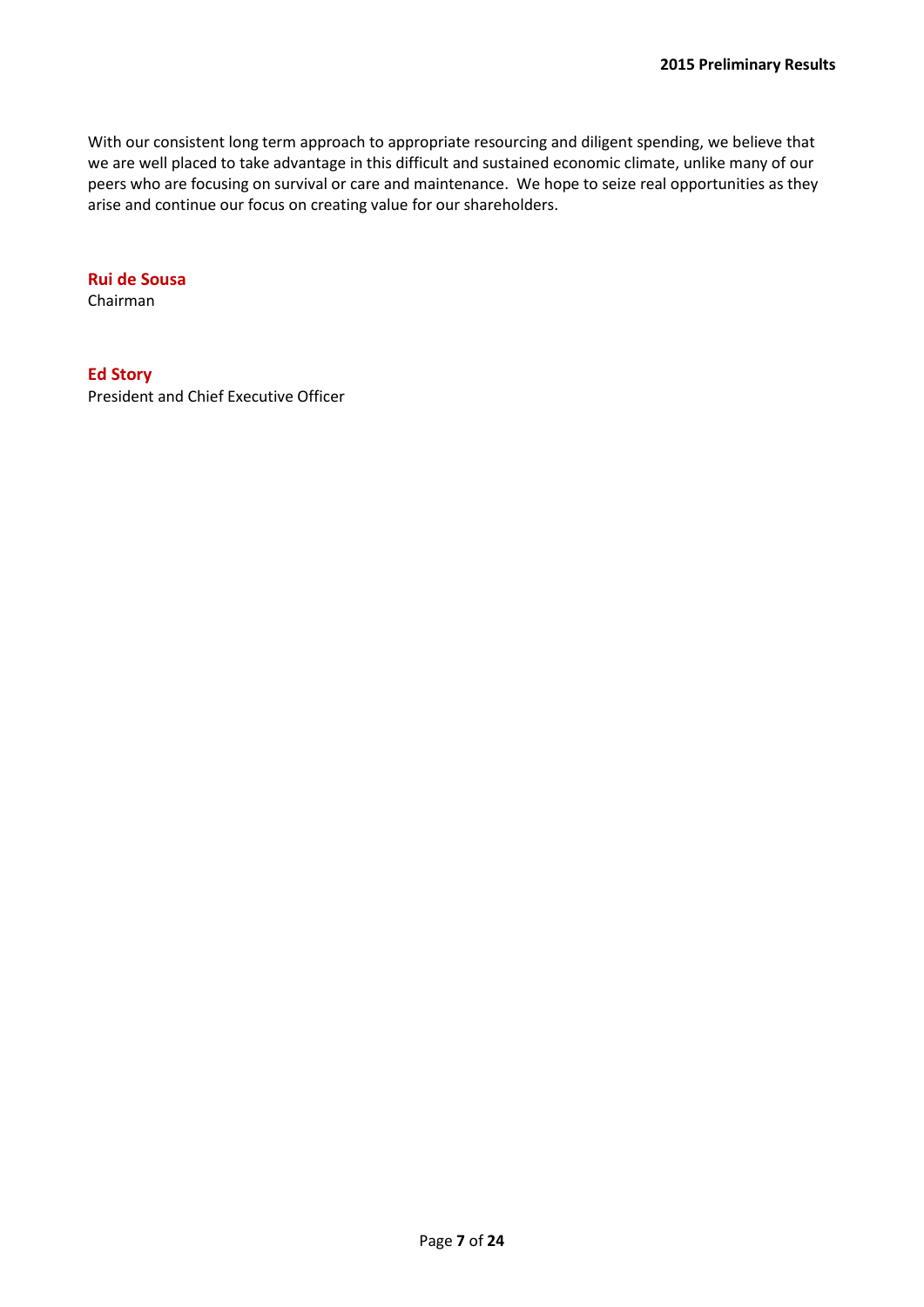With our consistent long term approach to appropriate resourcing and diligent spending, we believe that we are well placed to take advantage in this difficult and sustained economic climate, unlike many of our peers who are focusing on survival or care and maintenance. We hope to seize real opportunities as they arise and continue our focus on creating value for our shareholders.

**Rui de Sousa**
Chairman

**Ed Story**
President and Chief Executive Officer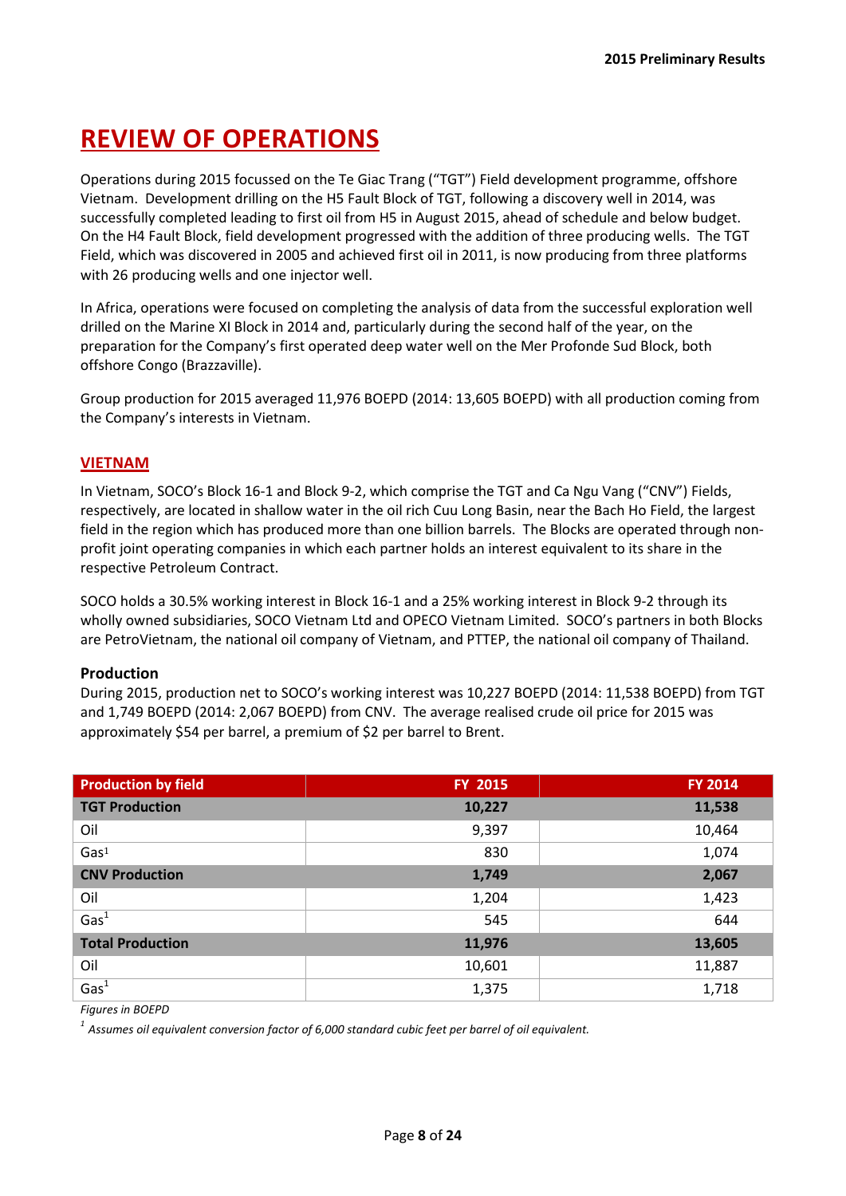# REVIEW OF OPERATIONS

Operations during 2015 focussed on the Te Giac Trang ("TGT") Field development programme, offshore Vietnam. Development drilling on the H5 Fault Block of TGT, following a discovery well in 2014, was successfully completed leading to first oil from H5 in August 2015, ahead of schedule and below budget. On the H4 Fault Block, field development progressed with the addition of three producing wells. The TGT Field, which was discovered in 2005 and achieved first oil in 2011, is now producing from three platforms with 26 producing wells and one injector well.

In Africa, operations were focused on completing the analysis of data from the successful exploration well drilled on the Marine XI Block in 2014 and, particularly during the second half of the year, on the preparation for the Company's first operated deep water well on the Mer Profonde Sud Block, both offshore Congo (Brazzaville).

Group production for 2015 averaged 11,976 BOEPD (2014: 13,605 BOEPD) with all production coming from the Company's interests in Vietnam.

## VIETNAM

In Vietnam, SOCO's Block 16-1 and Block 9-2, which comprise the TGT and Ca Ngu Vang ("CNV") Fields, respectively, are located in shallow water in the oil rich Cuu Long Basin, near the Bach Ho Field, the largest field in the region which has produced more than one billion barrels. The Blocks are operated through non-profit joint operating companies in which each partner holds an interest equivalent to its share in the respective Petroleum Contract.

SOCO holds a 30.5% working interest in Block 16-1 and a 25% working interest in Block 9-2 through its wholly owned subsidiaries, SOCO Vietnam Ltd and OPECO Vietnam Limited. SOCO's partners in both Blocks are PetroVietnam, the national oil company of Vietnam, and PTTEP, the national oil company of Thailand.

### Production

During 2015, production net to SOCO's working interest was 10,227 BOEPD (2014: 11,538 BOEPD) from TGT and 1,749 BOEPD (2014: 2,067 BOEPD) from CNV. The average realised crude oil price for 2015 was approximately $54 per barrel, a premium of $2 per barrel to Brent.

| Production by field | FY 2015 | FY 2014 |
|---|---|---|
| **TGT Production** | **10,227** | **11,538** |
| Oil | 9,397 | 10,464 |
| Gas[1] | 830 | 1,074 |
| **CNV Production** | **1,749** | **2,067** |
| Oil | 1,204 | 1,423 |
| Gas[1] | 545 | 644 |
| **Total Production** | **11,976** | **13,605** |
| Oil | 10,601 | 11,887 |
| Gas[1] | 1,375 | 1,718 |

*Figures in BOEPD*

[1] *Assumes oil equivalent conversion factor of 6,000 standard cubic feet per barrel of oil equivalent.*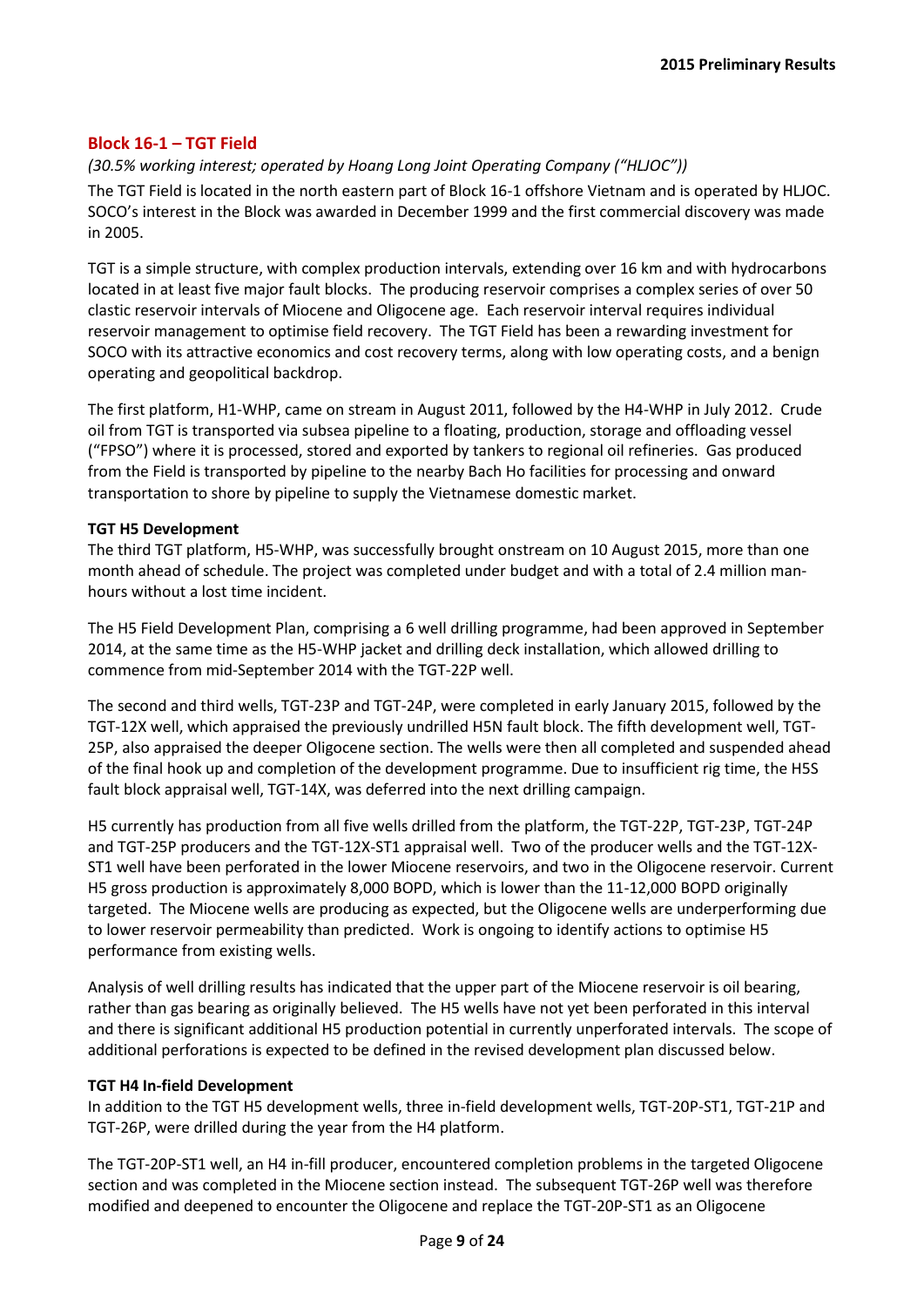## Block 16-1 – TGT Field

*(30.5% working interest; operated by Hoang Long Joint Operating Company ("HLJOC"))*

The TGT Field is located in the north eastern part of Block 16-1 offshore Vietnam and is operated by HLJOC. SOCO's interest in the Block was awarded in December 1999 and the first commercial discovery was made in 2005.

TGT is a simple structure, with complex production intervals, extending over 16 km and with hydrocarbons located in at least five major fault blocks. The producing reservoir comprises a complex series of over 50 clastic reservoir intervals of Miocene and Oligocene age. Each reservoir interval requires individual reservoir management to optimise field recovery. The TGT Field has been a rewarding investment for SOCO with its attractive economics and cost recovery terms, along with low operating costs, and a benign operating and geopolitical backdrop.

The first platform, H1-WHP, came on stream in August 2011, followed by the H4-WHP in July 2012. Crude oil from TGT is transported via subsea pipeline to a floating, production, storage and offloading vessel ("FPSO") where it is processed, stored and exported by tankers to regional oil refineries. Gas produced from the Field is transported by pipeline to the nearby Bach Ho facilities for processing and onward transportation to shore by pipeline to supply the Vietnamese domestic market.

**TGT H5 Development**

The third TGT platform, H5-WHP, was successfully brought onstream on 10 August 2015, more than one month ahead of schedule. The project was completed under budget and with a total of 2.4 million man-hours without a lost time incident.

The H5 Field Development Plan, comprising a 6 well drilling programme, had been approved in September 2014, at the same time as the H5-WHP jacket and drilling deck installation, which allowed drilling to commence from mid-September 2014 with the TGT-22P well.

The second and third wells, TGT-23P and TGT-24P, were completed in early January 2015, followed by the TGT-12X well, which appraised the previously undrilled H5N fault block. The fifth development well, TGT-25P, also appraised the deeper Oligocene section. The wells were then all completed and suspended ahead of the final hook up and completion of the development programme. Due to insufficient rig time, the H5S fault block appraisal well, TGT-14X, was deferred into the next drilling campaign.

H5 currently has production from all five wells drilled from the platform, the TGT-22P, TGT-23P, TGT-24P and TGT-25P producers and the TGT-12X-ST1 appraisal well. Two of the producer wells and the TGT-12X-ST1 well have been perforated in the lower Miocene reservoirs, and two in the Oligocene reservoir. Current H5 gross production is approximately 8,000 BOPD, which is lower than the 11-12,000 BOPD originally targeted. The Miocene wells are producing as expected, but the Oligocene wells are underperforming due to lower reservoir permeability than predicted. Work is ongoing to identify actions to optimise H5 performance from existing wells.

Analysis of well drilling results has indicated that the upper part of the Miocene reservoir is oil bearing, rather than gas bearing as originally believed. The H5 wells have not yet been perforated in this interval and there is significant additional H5 production potential in currently unperforated intervals. The scope of additional perforations is expected to be defined in the revised development plan discussed below.

**TGT H4 In-field Development**

In addition to the TGT H5 development wells, three in-field development wells, TGT-20P-ST1, TGT-21P and TGT-26P, were drilled during the year from the H4 platform.

The TGT-20P-ST1 well, an H4 in-fill producer, encountered completion problems in the targeted Oligocene section and was completed in the Miocene section instead. The subsequent TGT-26P well was therefore modified and deepened to encounter the Oligocene and replace the TGT-20P-ST1 as an Oligocene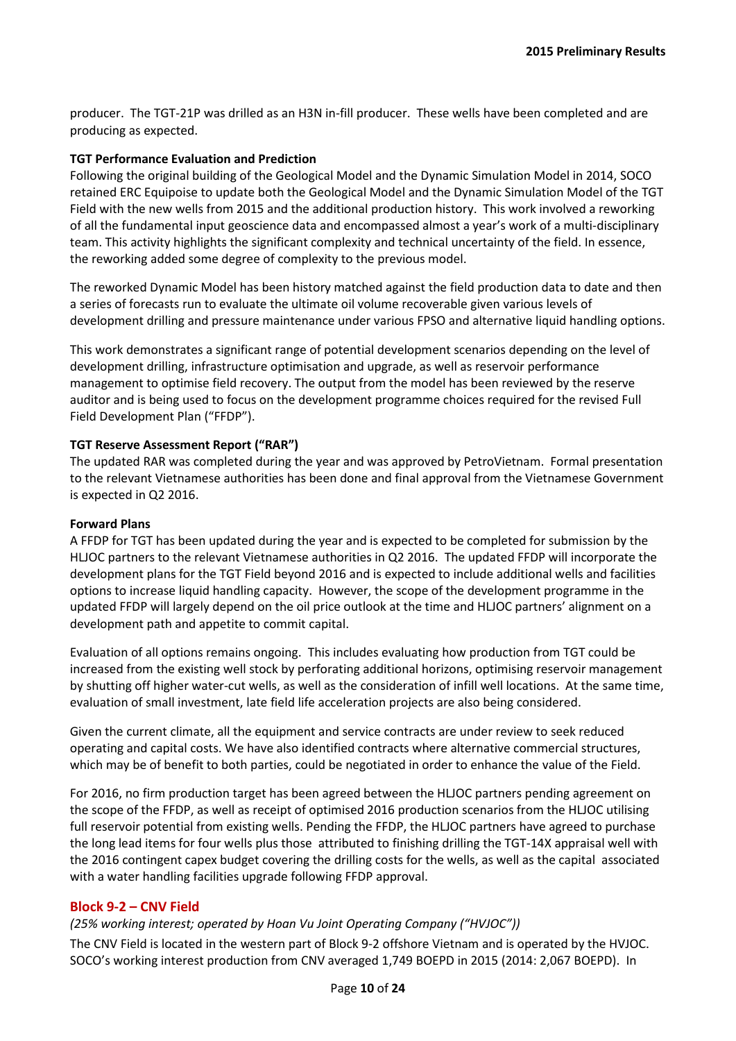producer. The TGT-21P was drilled as an H3N in-fill producer. These wells have been completed and are producing as expected.

**TGT Performance Evaluation and Prediction**

Following the original building of the Geological Model and the Dynamic Simulation Model in 2014, SOCO retained ERC Equipoise to update both the Geological Model and the Dynamic Simulation Model of the TGT Field with the new wells from 2015 and the additional production history. This work involved a reworking of all the fundamental input geoscience data and encompassed almost a year's work of a multi-disciplinary team. This activity highlights the significant complexity and technical uncertainty of the field. In essence, the reworking added some degree of complexity to the previous model.

The reworked Dynamic Model has been history matched against the field production data to date and then a series of forecasts run to evaluate the ultimate oil volume recoverable given various levels of development drilling and pressure maintenance under various FPSO and alternative liquid handling options.

This work demonstrates a significant range of potential development scenarios depending on the level of development drilling, infrastructure optimisation and upgrade, as well as reservoir performance management to optimise field recovery. The output from the model has been reviewed by the reserve auditor and is being used to focus on the development programme choices required for the revised Full Field Development Plan ("FFDP").

**TGT Reserve Assessment Report ("RAR")**

The updated RAR was completed during the year and was approved by PetroVietnam. Formal presentation to the relevant Vietnamese authorities has been done and final approval from the Vietnamese Government is expected in Q2 2016.

**Forward Plans**

A FFDP for TGT has been updated during the year and is expected to be completed for submission by the HLJOC partners to the relevant Vietnamese authorities in Q2 2016. The updated FFDP will incorporate the development plans for the TGT Field beyond 2016 and is expected to include additional wells and facilities options to increase liquid handling capacity. However, the scope of the development programme in the updated FFDP will largely depend on the oil price outlook at the time and HLJOC partners' alignment on a development path and appetite to commit capital.

Evaluation of all options remains ongoing. This includes evaluating how production from TGT could be increased from the existing well stock by perforating additional horizons, optimising reservoir management by shutting off higher water-cut wells, as well as the consideration of infill well locations. At the same time, evaluation of small investment, late field life acceleration projects are also being considered.

Given the current climate, all the equipment and service contracts are under review to seek reduced operating and capital costs. We have also identified contracts where alternative commercial structures, which may be of benefit to both parties, could be negotiated in order to enhance the value of the Field.

For 2016, no firm production target has been agreed between the HLJOC partners pending agreement on the scope of the FFDP, as well as receipt of optimised 2016 production scenarios from the HLJOC utilising full reservoir potential from existing wells. Pending the FFDP, the HLJOC partners have agreed to purchase the long lead items for four wells plus those attributed to finishing drilling the TGT-14X appraisal well with the 2016 contingent capex budget covering the drilling costs for the wells, as well as the capital associated with a water handling facilities upgrade following FFDP approval.

## Block 9-2 – CNV Field

*(25% working interest; operated by Hoan Vu Joint Operating Company ("HVJOC"))*

The CNV Field is located in the western part of Block 9-2 offshore Vietnam and is operated by the HVJOC. SOCO's working interest production from CNV averaged 1,749 BOEPD in 2015 (2014: 2,067 BOEPD). In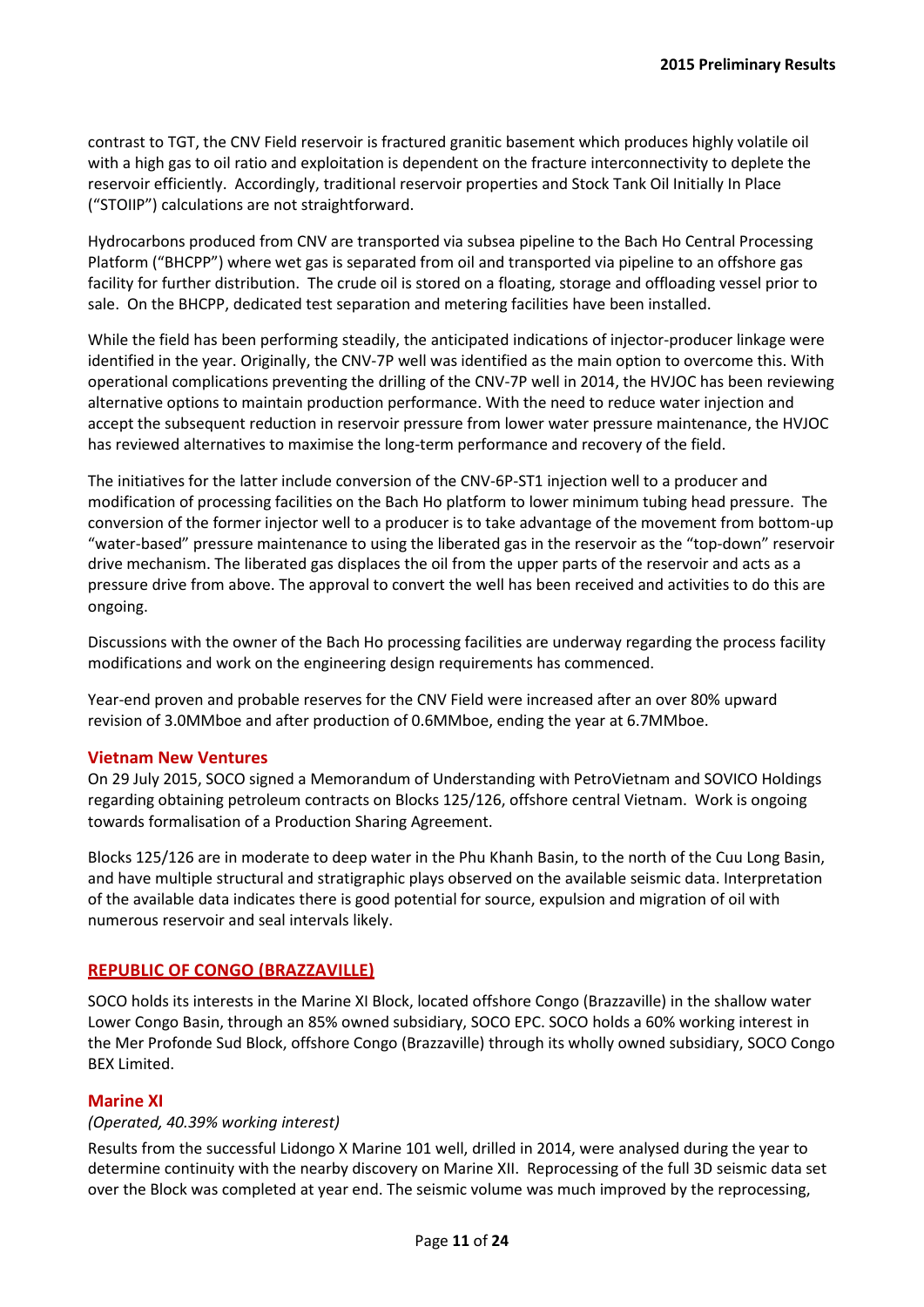contrast to TGT, the CNV Field reservoir is fractured granitic basement which produces highly volatile oil with a high gas to oil ratio and exploitation is dependent on the fracture interconnectivity to deplete the reservoir efficiently. Accordingly, traditional reservoir properties and Stock Tank Oil Initially In Place ("STOIIP") calculations are not straightforward.

Hydrocarbons produced from CNV are transported via subsea pipeline to the Bach Ho Central Processing Platform ("BHCPP") where wet gas is separated from oil and transported via pipeline to an offshore gas facility for further distribution. The crude oil is stored on a floating, storage and offloading vessel prior to sale. On the BHCPP, dedicated test separation and metering facilities have been installed.

While the field has been performing steadily, the anticipated indications of injector-producer linkage were identified in the year. Originally, the CNV-7P well was identified as the main option to overcome this. With operational complications preventing the drilling of the CNV-7P well in 2014, the HVJOC has been reviewing alternative options to maintain production performance. With the need to reduce water injection and accept the subsequent reduction in reservoir pressure from lower water pressure maintenance, the HVJOC has reviewed alternatives to maximise the long-term performance and recovery of the field.

The initiatives for the latter include conversion of the CNV-6P-ST1 injection well to a producer and modification of processing facilities on the Bach Ho platform to lower minimum tubing head pressure. The conversion of the former injector well to a producer is to take advantage of the movement from bottom-up "water-based" pressure maintenance to using the liberated gas in the reservoir as the "top-down" reservoir drive mechanism. The liberated gas displaces the oil from the upper parts of the reservoir and acts as a pressure drive from above. The approval to convert the well has been received and activities to do this are ongoing.

Discussions with the owner of the Bach Ho processing facilities are underway regarding the process facility modifications and work on the engineering design requirements has commenced.

Year-end proven and probable reserves for the CNV Field were increased after an over 80% upward revision of 3.0MMboe and after production of 0.6MMboe, ending the year at 6.7MMboe.

### Vietnam New Ventures

On 29 July 2015, SOCO signed a Memorandum of Understanding with PetroVietnam and SOVICO Holdings regarding obtaining petroleum contracts on Blocks 125/126, offshore central Vietnam. Work is ongoing towards formalisation of a Production Sharing Agreement.

Blocks 125/126 are in moderate to deep water in the Phu Khanh Basin, to the north of the Cuu Long Basin, and have multiple structural and stratigraphic plays observed on the available seismic data. Interpretation of the available data indicates there is good potential for source, expulsion and migration of oil with numerous reservoir and seal intervals likely.

## REPUBLIC OF CONGO (BRAZZAVILLE)

SOCO holds its interests in the Marine XI Block, located offshore Congo (Brazzaville) in the shallow water Lower Congo Basin, through an 85% owned subsidiary, SOCO EPC. SOCO holds a 60% working interest in the Mer Profonde Sud Block, offshore Congo (Brazzaville) through its wholly owned subsidiary, SOCO Congo BEX Limited.

### Marine XI

*(Operated, 40.39% working interest)*

Results from the successful Lidongo X Marine 101 well, drilled in 2014, were analysed during the year to determine continuity with the nearby discovery on Marine XII. Reprocessing of the full 3D seismic data set over the Block was completed at year end. The seismic volume was much improved by the reprocessing,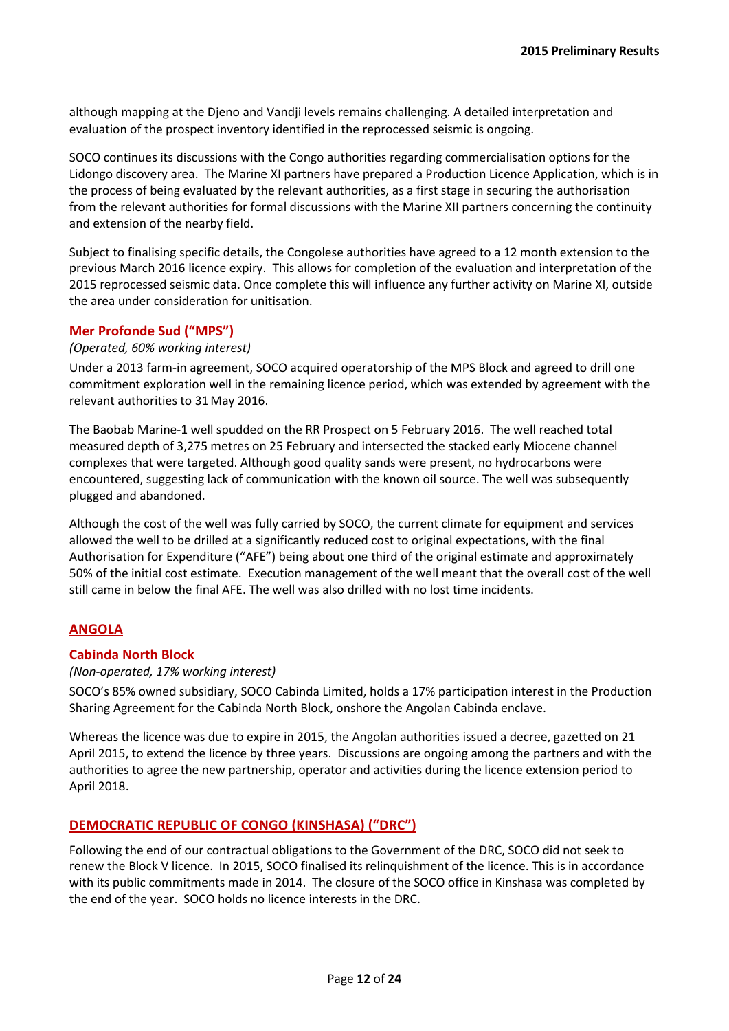although mapping at the Djeno and Vandji levels remains challenging. A detailed interpretation and evaluation of the prospect inventory identified in the reprocessed seismic is ongoing.

SOCO continues its discussions with the Congo authorities regarding commercialisation options for the Lidongo discovery area. The Marine XI partners have prepared a Production Licence Application, which is in the process of being evaluated by the relevant authorities, as a first stage in securing the authorisation from the relevant authorities for formal discussions with the Marine XII partners concerning the continuity and extension of the nearby field.

Subject to finalising specific details, the Congolese authorities have agreed to a 12 month extension to the previous March 2016 licence expiry. This allows for completion of the evaluation and interpretation of the 2015 reprocessed seismic data. Once complete this will influence any further activity on Marine XI, outside the area under consideration for unitisation.

### Mer Profonde Sud ("MPS")

*(Operated, 60% working interest)*

Under a 2013 farm-in agreement, SOCO acquired operatorship of the MPS Block and agreed to drill one commitment exploration well in the remaining licence period, which was extended by agreement with the relevant authorities to 31 May 2016.

The Baobab Marine-1 well spudded on the RR Prospect on 5 February 2016. The well reached total measured depth of 3,275 metres on 25 February and intersected the stacked early Miocene channel complexes that were targeted. Although good quality sands were present, no hydrocarbons were encountered, suggesting lack of communication with the known oil source. The well was subsequently plugged and abandoned.

Although the cost of the well was fully carried by SOCO, the current climate for equipment and services allowed the well to be drilled at a significantly reduced cost to original expectations, with the final Authorisation for Expenditure ("AFE") being about one third of the original estimate and approximately 50% of the initial cost estimate. Execution management of the well meant that the overall cost of the well still came in below the final AFE. The well was also drilled with no lost time incidents.

## ANGOLA

### Cabinda North Block

*(Non-operated, 17% working interest)*

SOCO's 85% owned subsidiary, SOCO Cabinda Limited, holds a 17% participation interest in the Production Sharing Agreement for the Cabinda North Block, onshore the Angolan Cabinda enclave.

Whereas the licence was due to expire in 2015, the Angolan authorities issued a decree, gazetted on 21 April 2015, to extend the licence by three years. Discussions are ongoing among the partners and with the authorities to agree the new partnership, operator and activities during the licence extension period to April 2018.

## DEMOCRATIC REPUBLIC OF CONGO (KINSHASA) ("DRC")

Following the end of our contractual obligations to the Government of the DRC, SOCO did not seek to renew the Block V licence. In 2015, SOCO finalised its relinquishment of the licence. This is in accordance with its public commitments made in 2014. The closure of the SOCO office in Kinshasa was completed by the end of the year. SOCO holds no licence interests in the DRC.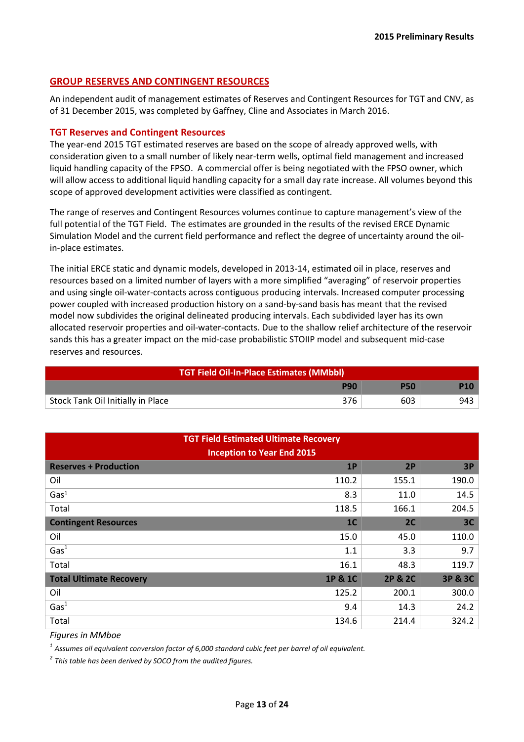## GROUP RESERVES AND CONTINGENT RESOURCES

An independent audit of management estimates of Reserves and Contingent Resources for TGT and CNV, as of 31 December 2015, was completed by Gaffney, Cline and Associates in March 2016.

### TGT Reserves and Contingent Resources

The year-end 2015 TGT estimated reserves are based on the scope of already approved wells, with consideration given to a small number of likely near-term wells, optimal field management and increased liquid handling capacity of the FPSO. A commercial offer is being negotiated with the FPSO owner, which will allow access to additional liquid handling capacity for a small day rate increase. All volumes beyond this scope of approved development activities were classified as contingent.

The range of reserves and Contingent Resources volumes continue to capture management's view of the full potential of the TGT Field. The estimates are grounded in the results of the revised ERCE Dynamic Simulation Model and the current field performance and reflect the degree of uncertainty around the oil-in-place estimates.

The initial ERCE static and dynamic models, developed in 2013-14, estimated oil in place, reserves and resources based on a limited number of layers with a more simplified "averaging" of reservoir properties and using single oil-water-contacts across contiguous producing intervals. Increased computer processing power coupled with increased production history on a sand-by-sand basis has meant that the revised model now subdivides the original delineated producing intervals. Each subdivided layer has its own allocated reservoir properties and oil-water-contacts. Due to the shallow relief architecture of the reservoir sands this has a greater impact on the mid-case probabilistic STOIIP model and subsequent mid-case reserves and resources.

| TGT Field Oil-In-Place Estimates (MMbbl) | | | |
|---|---|---|---|
| | P90 | P50 | P10 |
| Stock Tank Oil Initially in Place | 376 | 603 | 943 |

| TGT Field Estimated Ultimate Recovery Inception to Year End 2015 | | | |
|---|---|---|---|
| **Reserves + Production** | **1P** | **2P** | **3P** |
| Oil | 110.2 | 155.1 | 190.0 |
| Gas[1] | 8.3 | 11.0 | 14.5 |
| Total | 118.5 | 166.1 | 204.5 |
| **Contingent Resources** | **1C** | **2C** | **3C** |
| Oil | 15.0 | 45.0 | 110.0 |
| Gas[1] | 1.1 | 3.3 | 9.7 |
| Total | 16.1 | 48.3 | 119.7 |
| **Total Ultimate Recovery** | **1P & 1C** | **2P & 2C** | **3P & 3C** |
| Oil | 125.2 | 200.1 | 300.0 |
| Gas[1] | 9.4 | 14.3 | 24.2 |
| Total | 134.6 | 214.4 | 324.2 |

*Figures in MMboe*

*[1] Assumes oil equivalent conversion factor of 6,000 standard cubic feet per barrel of oil equivalent.*

*[2] This table has been derived by SOCO from the audited figures.*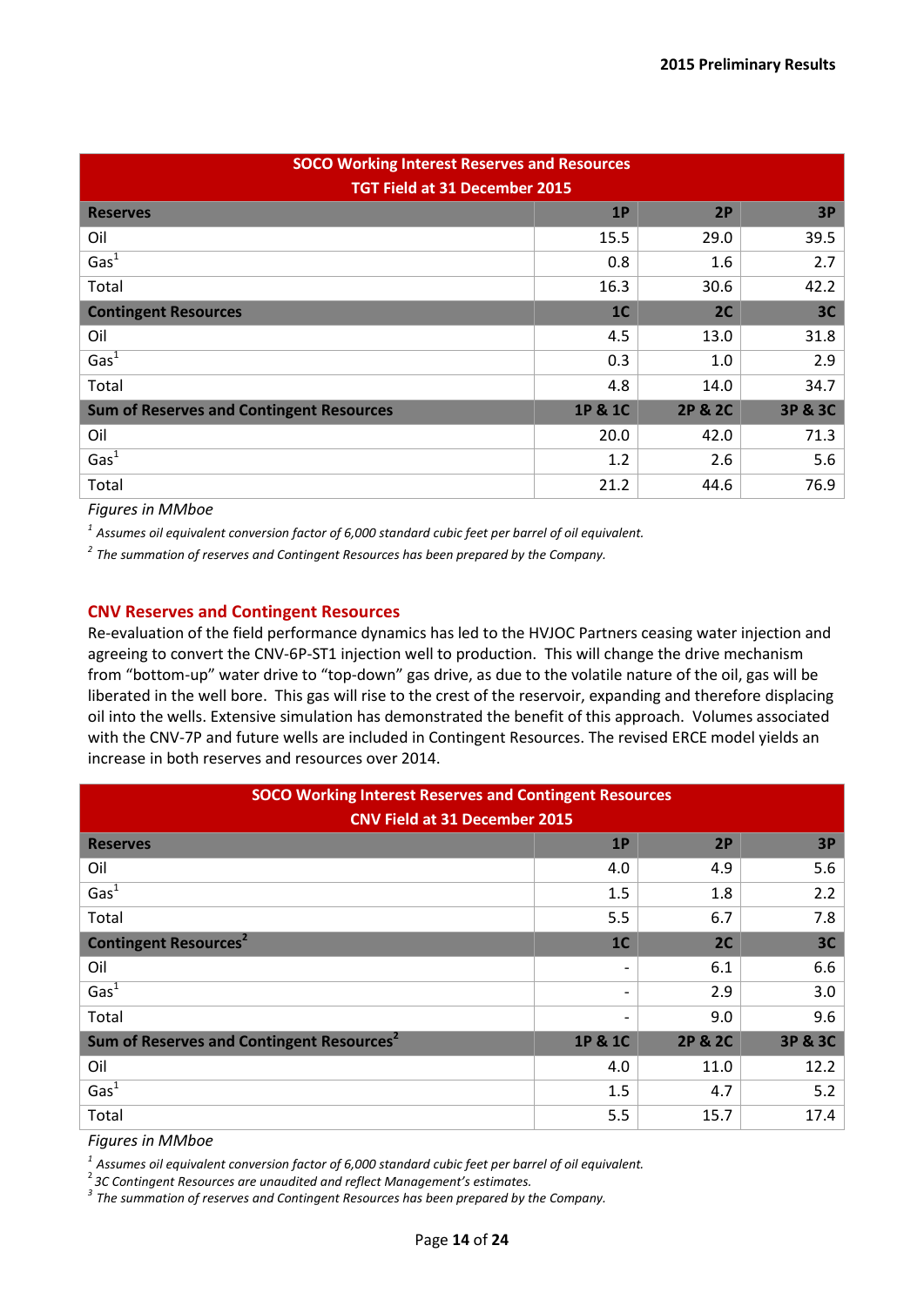| SOCO Working Interest Reserves and Resources TGT Field at 31 December 2015 | | | |
|---|---|---|---|
| **Reserves** | **1P** | **2P** | **3P** |
| Oil | 15.5 | 29.0 | 39.5 |
| Gas[1] | 0.8 | 1.6 | 2.7 |
| Total | 16.3 | 30.6 | 42.2 |
| **Contingent Resources** | **1C** | **2C** | **3C** |
| Oil | 4.5 | 13.0 | 31.8 |
| Gas[1] | 0.3 | 1.0 | 2.9 |
| Total | 4.8 | 14.0 | 34.7 |
| **Sum of Reserves and Contingent Resources** | **1P & 1C** | **2P & 2C** | **3P & 3C** |
| Oil | 20.0 | 42.0 | 71.3 |
| Gas[1] | 1.2 | 2.6 | 5.6 |
| Total | 21.2 | 44.6 | 76.9 |

*Figures in MMboe*

*[1] Assumes oil equivalent conversion factor of 6,000 standard cubic feet per barrel of oil equivalent.*

*[2] The summation of reserves and Contingent Resources has been prepared by the Company.*

### CNV Reserves and Contingent Resources

Re-evaluation of the field performance dynamics has led to the HVJOC Partners ceasing water injection and agreeing to convert the CNV-6P-ST1 injection well to production. This will change the drive mechanism from "bottom-up" water drive to "top-down" gas drive, as due to the volatile nature of the oil, gas will be liberated in the well bore. This gas will rise to the crest of the reservoir, expanding and therefore displacing oil into the wells. Extensive simulation has demonstrated the benefit of this approach. Volumes associated with the CNV-7P and future wells are included in Contingent Resources. The revised ERCE model yields an increase in both reserves and resources over 2014.

| SOCO Working Interest Reserves and Contingent Resources CNV Field at 31 December 2015 | | | |
|---|---|---|---|
| **Reserves** | **1P** | **2P** | **3P** |
| Oil | 4.0 | 4.9 | 5.6 |
| Gas[1] | 1.5 | 1.8 | 2.2 |
| Total | 5.5 | 6.7 | 7.8 |
| **Contingent Resources[2]** | **1C** | **2C** | **3C** |
| Oil | - | 6.1 | 6.6 |
| Gas[1] | - | 2.9 | 3.0 |
| Total | - | 9.0 | 9.6 |
| **Sum of Reserves and Contingent Resources[2]** | **1P & 1C** | **2P & 2C** | **3P & 3C** |
| Oil | 4.0 | 11.0 | 12.2 |
| Gas[1] | 1.5 | 4.7 | 5.2 |
| Total | 5.5 | 15.7 | 17.4 |

*Figures in MMboe*

*[1] Assumes oil equivalent conversion factor of 6,000 standard cubic feet per barrel of oil equivalent.*

*[2] 3C Contingent Resources are unaudited and reflect Management's estimates.*

*[3] The summation of reserves and Contingent Resources has been prepared by the Company.*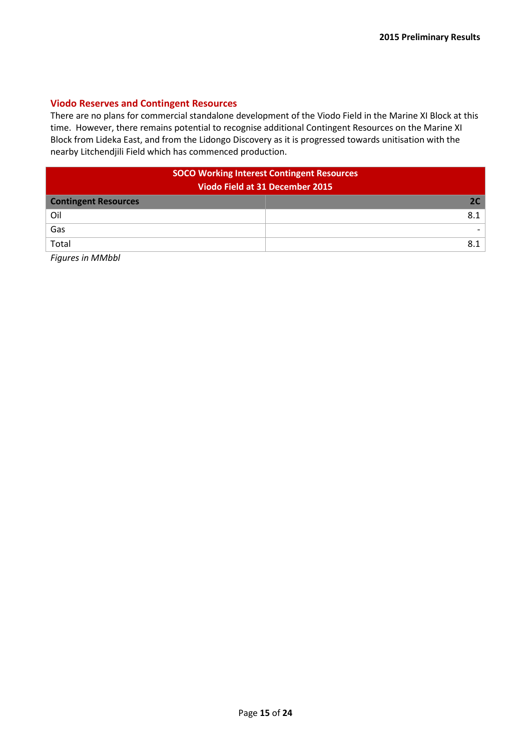## Viodo Reserves and Contingent Resources

There are no plans for commercial standalone development of the Viodo Field in the Marine XI Block at this time. However, there remains potential to recognise additional Contingent Resources on the Marine XI Block from Lideka East, and from the Lidongo Discovery as it is progressed towards unitisation with the nearby Litchendjili Field which has commenced production.

| SOCO Working Interest Contingent Resources<br>Viodo Field at 31 December 2015 | |
|---|---|
| **Contingent Resources** | **2C** |
| Oil | 8.1 |
| Gas | - |
| Total | 8.1 |

*Figures in MMbbl*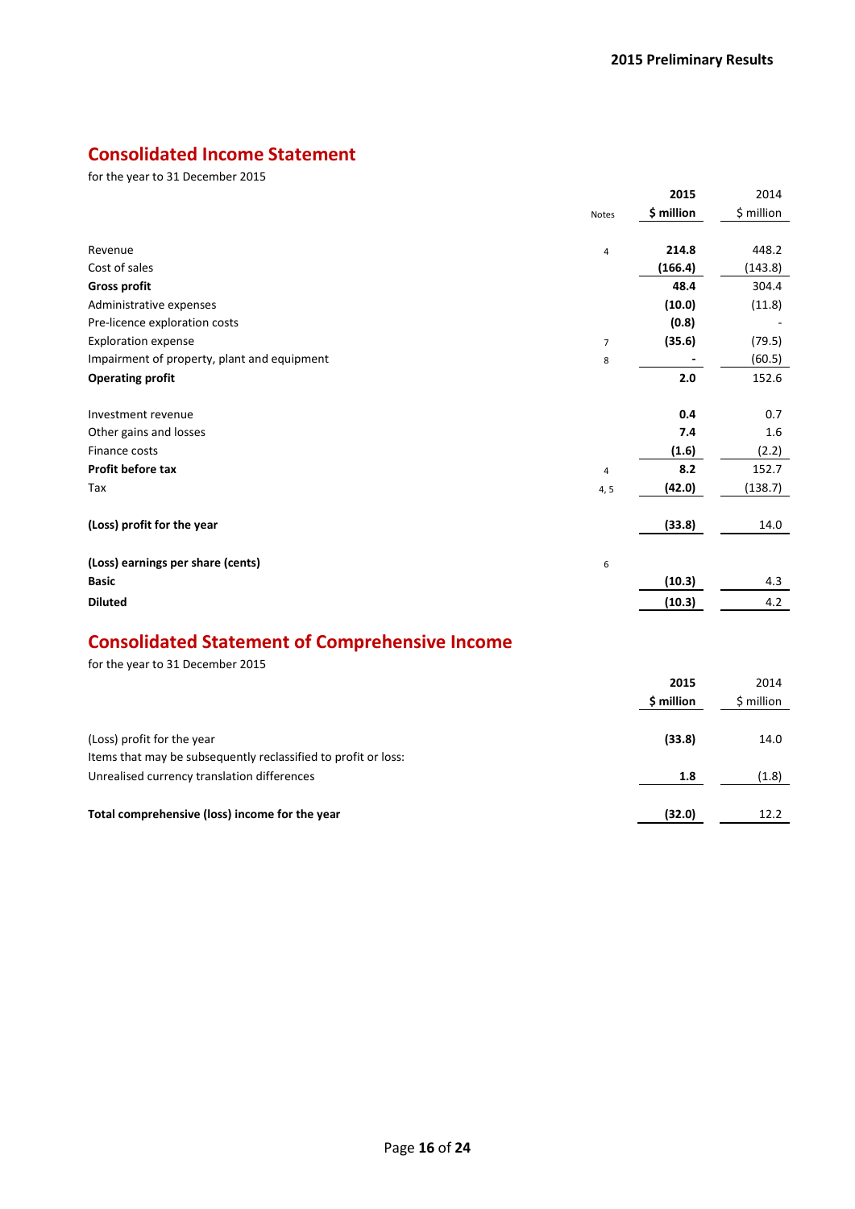## Consolidated Income Statement

for the year to 31 December 2015

| | Notes | 2015<br>$ million | 2014<br>$ million |
|---|---|---|---|
| Revenue | 4 | **214.8** | 448.2 |
| Cost of sales | | **(166.4)** | (143.8) |
| **Gross profit** | | **48.4** | 304.4 |
| Administrative expenses | | **(10.0)** | (11.8) |
| Pre-licence exploration costs | | **(0.8)** | - |
| Exploration expense | 7 | **(35.6)** | (79.5) |
| Impairment of property, plant and equipment | 8 | **-** | (60.5) |
| **Operating profit** | | **2.0** | 152.6 |
| Investment revenue | | **0.4** | 0.7 |
| Other gains and losses | | **7.4** | 1.6 |
| Finance costs | | **(1.6)** | (2.2) |
| **Profit before tax** | 4 | **8.2** | 152.7 |
| Tax | 4, 5 | **(42.0)** | (138.7) |
| **(Loss) profit for the year** | | **(33.8)** | 14.0 |
| **(Loss) earnings per share (cents)** | 6 | | |
| **Basic** | | **(10.3)** | 4.3 |
| **Diluted** | | **(10.3)** | 4.2 |

## Consolidated Statement of Comprehensive Income

for the year to 31 December 2015

| | 2015<br>$ million | 2014<br>$ million |
|---|---|---|
| (Loss) profit for the year | **(33.8)** | 14.0 |
| Items that may be subsequently reclassified to profit or loss: | | |
| Unrealised currency translation differences | **1.8** | (1.8) |
| **Total comprehensive (loss) income for the year** | **(32.0)** | 12.2 |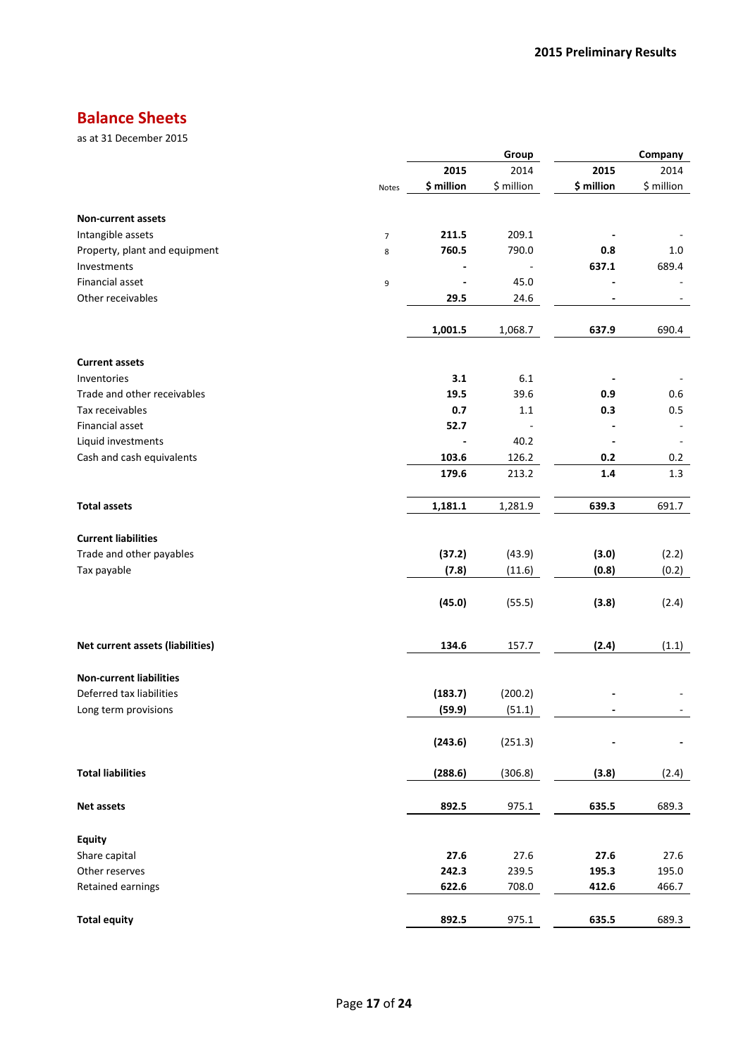## Balance Sheets

as at 31 December 2015

| | Notes | Group 2015 $ million | Group 2014 $ million | Company 2015 $ million | Company 2014 $ million |
|---|---|---|---|---|---|
| **Non-current assets** | | | | | |
| Intangible assets | 7 | **211.5** | 209.1 | **-** | - |
| Property, plant and equipment | 8 | **760.5** | 790.0 | **0.8** | 1.0 |
| Investments | | **-** | - | **637.1** | 689.4 |
| Financial asset | 9 | **-** | 45.0 | **-** | - |
| Other receivables | | **29.5** | 24.6 | **-** | - |
| | | **1,001.5** | 1,068.7 | **637.9** | 690.4 |
| **Current assets** | | | | | |
| Inventories | | **3.1** | 6.1 | **-** | - |
| Trade and other receivables | | **19.5** | 39.6 | **0.9** | 0.6 |
| Tax receivables | | **0.7** | 1.1 | **0.3** | 0.5 |
| Financial asset | | **52.7** | - | **-** | - |
| Liquid investments | | **-** | 40.2 | **-** | - |
| Cash and cash equivalents | | **103.6** | 126.2 | **0.2** | 0.2 |
| | | **179.6** | 213.2 | **1.4** | 1.3 |
| **Total assets** | | **1,181.1** | 1,281.9 | **639.3** | 691.7 |
| **Current liabilities** | | | | | |
| Trade and other payables | | **(37.2)** | (43.9) | **(3.0)** | (2.2) |
| Tax payable | | **(7.8)** | (11.6) | **(0.8)** | (0.2) |
| | | **(45.0)** | (55.5) | **(3.8)** | (2.4) |
| **Net current assets (liabilities)** | | **134.6** | 157.7 | **(2.4)** | (1.1) |
| **Non-current liabilities** | | | | | |
| Deferred tax liabilities | | **(183.7)** | (200.2) | **-** | - |
| Long term provisions | | **(59.9)** | (51.1) | **-** | - |
| | | **(243.6)** | (251.3) | **-** | **-** |
| **Total liabilities** | | **(288.6)** | (306.8) | **(3.8)** | (2.4) |
| **Net assets** | | **892.5** | 975.1 | **635.5** | 689.3 |
| **Equity** | | | | | |
| Share capital | | **27.6** | 27.6 | **27.6** | 27.6 |
| Other reserves | | **242.3** | 239.5 | **195.3** | 195.0 |
| Retained earnings | | **622.6** | 708.0 | **412.6** | 466.7 |
| **Total equity** | | **892.5** | 975.1 | **635.5** | 689.3 |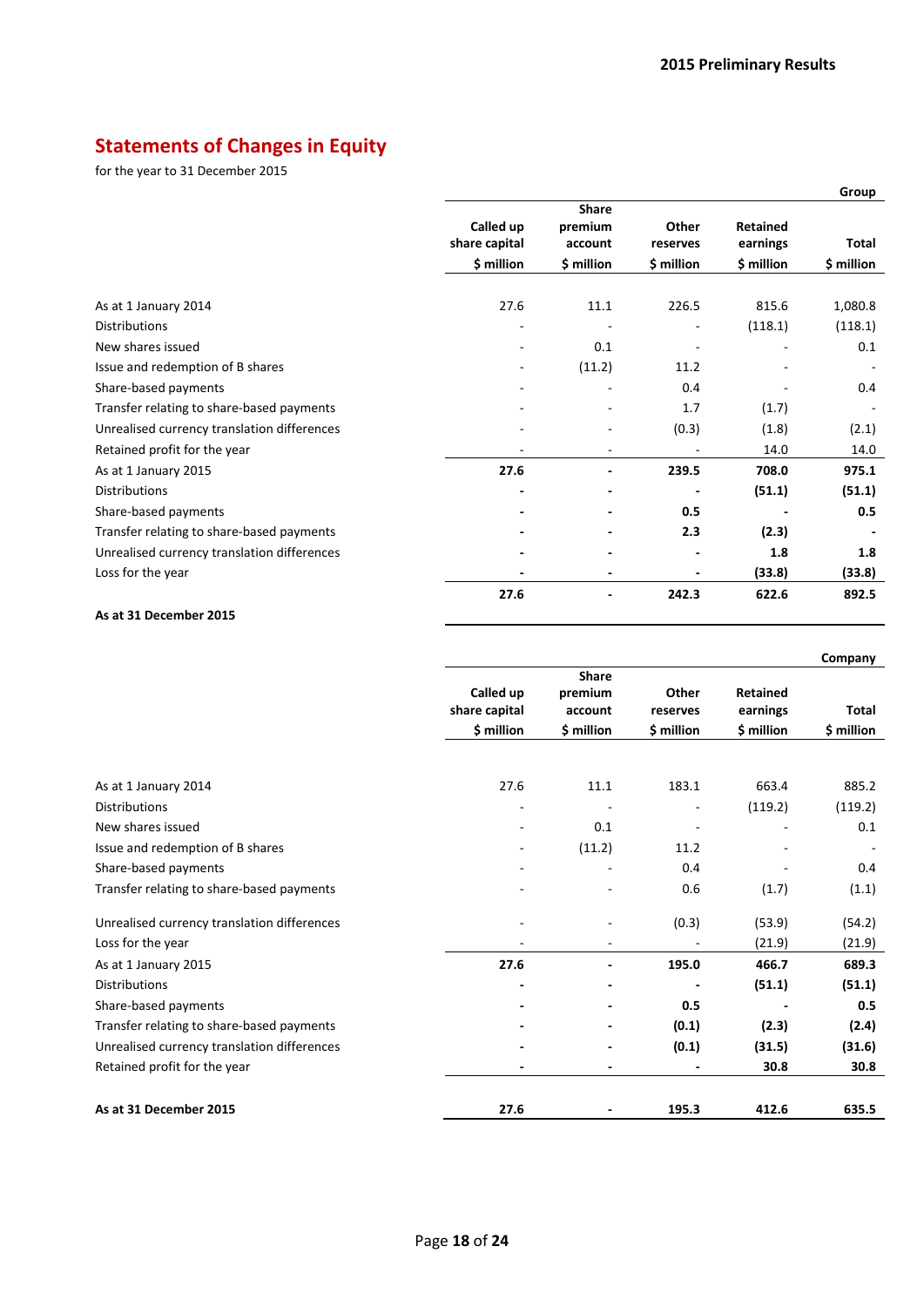## Statements of Changes in Equity

for the year to 31 December 2015

| | Called up share capital | Share premium account | Other reserves | Retained earnings | Total |
|---|---|---|---|---|---|
| **Group** | $ million | $ million | $ million | $ million | $ million |
| As at 1 January 2014 | 27.6 | 11.1 | 226.5 | 815.6 | 1,080.8 |
| Distributions | - | - | - | (118.1) | (118.1) |
| New shares issued | - | 0.1 | - | - | 0.1 |
| Issue and redemption of B shares | - | (11.2) | 11.2 | - | - |
| Share-based payments | - | - | 0.4 | - | 0.4 |
| Transfer relating to share-based payments | - | - | 1.7 | (1.7) | - |
| Unrealised currency translation differences | - | - | (0.3) | (1.8) | (2.1) |
| Retained profit for the year | - | - | - | 14.0 | 14.0 |
| **As at 1 January 2015** | **27.6** | **-** | **239.5** | **708.0** | **975.1** |
| Distributions | **-** | **-** | **-** | **(51.1)** | **(51.1)** |
| Share-based payments | **-** | **-** | **0.5** | **-** | **0.5** |
| Transfer relating to share-based payments | **-** | **-** | **2.3** | **(2.3)** | **-** |
| Unrealised currency translation differences | **-** | **-** | **-** | **1.8** | **1.8** |
| Loss for the year | **-** | **-** | **-** | **(33.8)** | **(33.8)** |
| **As at 31 December 2015** | **27.6** | **-** | **242.3** | **622.6** | **892.5** |

| | Called up share capital | Share premium account | Other reserves | Retained earnings | Total |
|---|---|---|---|---|---|
| **Company** | $ million | $ million | $ million | $ million | $ million |
| As at 1 January 2014 | 27.6 | 11.1 | 183.1 | 663.4 | 885.2 |
| Distributions | - | - | - | (119.2) | (119.2) |
| New shares issued | - | 0.1 | - | - | 0.1 |
| Issue and redemption of B shares | - | (11.2) | 11.2 | - | - |
| Share-based payments | - | - | 0.4 | - | 0.4 |
| Transfer relating to share-based payments | - | - | 0.6 | (1.7) | (1.1) |
| Unrealised currency translation differences | - | - | (0.3) | (53.9) | (54.2) |
| Loss for the year | - | - | - | (21.9) | (21.9) |
| **As at 1 January 2015** | **27.6** | **-** | **195.0** | **466.7** | **689.3** |
| Distributions | **-** | **-** | **-** | **(51.1)** | **(51.1)** |
| Share-based payments | **-** | **-** | **0.5** | **-** | **0.5** |
| Transfer relating to share-based payments | **-** | **-** | **(0.1)** | **(2.3)** | **(2.4)** |
| Unrealised currency translation differences | **-** | **-** | **(0.1)** | **(31.5)** | **(31.6)** |
| Retained profit for the year | **-** | **-** | **-** | **30.8** | **30.8** |
| **As at 31 December 2015** | **27.6** | **-** | **195.3** | **412.6** | **635.5** |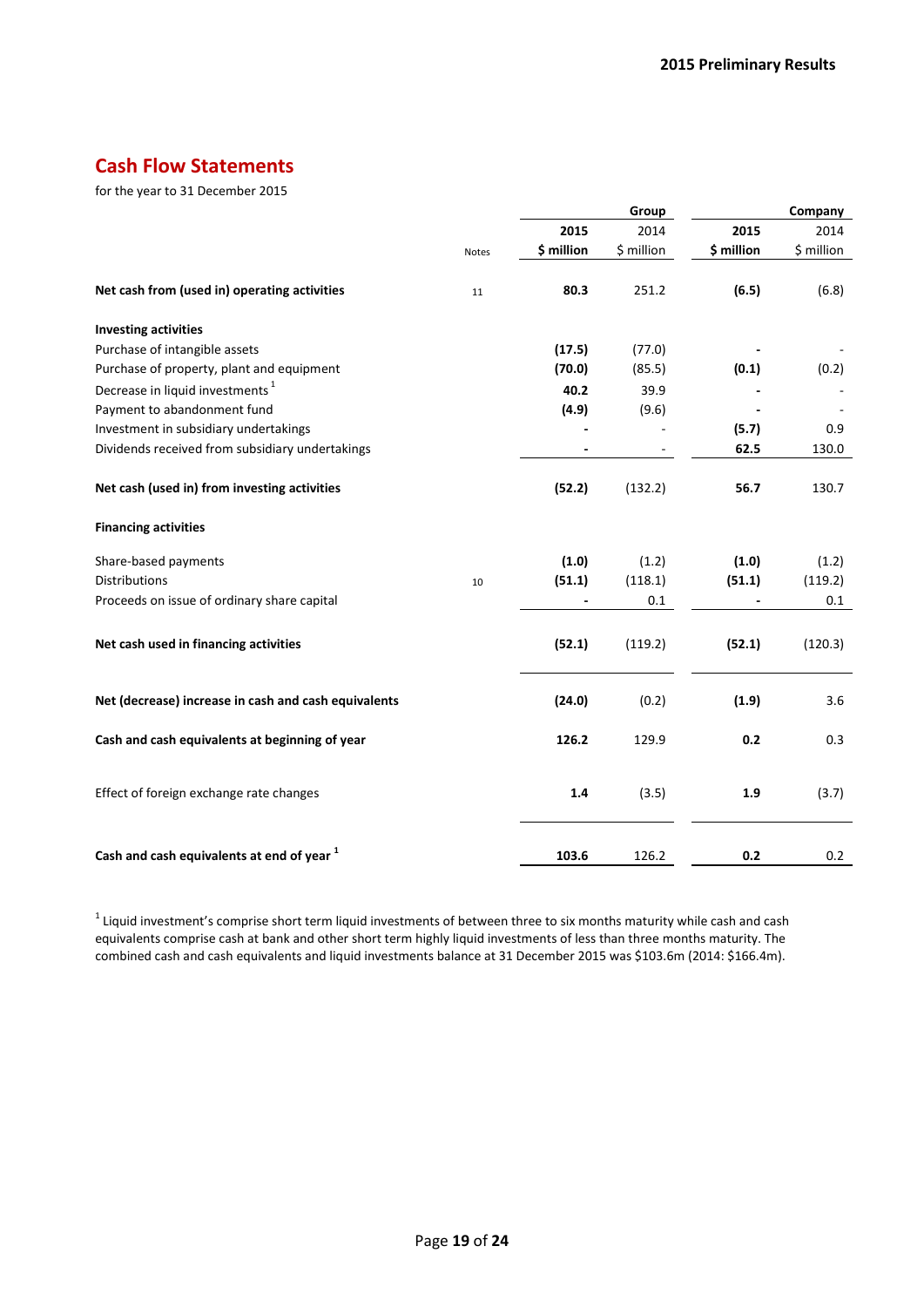## Cash Flow Statements

for the year to 31 December 2015

| | Notes | Group | | Company | |
|---|---|---|---|---|---|
| | | **2015** | 2014 | **2015** | 2014 |
| | | **$ million** | $ million | **$ million** | $ million |
| **Net cash from (used in) operating activities** | 11 | **80.3** | 251.2 | **(6.5)** | (6.8) |
| **Investing activities** | | | | | |
| Purchase of intangible assets | | **(17.5)** | (77.0) | **-** | - |
| Purchase of property, plant and equipment | | **(70.0)** | (85.5) | **(0.1)** | (0.2) |
| Decrease in liquid investments [1] | | **40.2** | 39.9 | **-** | - |
| Payment to abandonment fund | | **(4.9)** | (9.6) | **-** | - |
| Investment in subsidiary undertakings | | **-** | - | **(5.7)** | 0.9 |
| Dividends received from subsidiary undertakings | | **-** | - | **62.5** | 130.0 |
| **Net cash (used in) from investing activities** | | **(52.2)** | (132.2) | **56.7** | 130.7 |
| **Financing activities** | | | | | |
| Share-based payments | | **(1.0)** | (1.2) | **(1.0)** | (1.2) |
| Distributions | 10 | **(51.1)** | (118.1) | **(51.1)** | (119.2) |
| Proceeds on issue of ordinary share capital | | **-** | 0.1 | **-** | 0.1 |
| **Net cash used in financing activities** | | **(52.1)** | (119.2) | **(52.1)** | (120.3) |
| **Net (decrease) increase in cash and cash equivalents** | | **(24.0)** | (0.2) | **(1.9)** | 3.6 |
| **Cash and cash equivalents at beginning of year** | | **126.2** | 129.9 | **0.2** | 0.3 |
| Effect of foreign exchange rate changes | | **1.4** | (3.5) | **1.9** | (3.7) |
| **Cash and cash equivalents at end of year [1]** | | **103.6** | 126.2 | **0.2** | 0.2 |

[1] Liquid investment's comprise short term liquid investments of between three to six months maturity while cash and cash equivalents comprise cash at bank and other short term highly liquid investments of less than three months maturity. The combined cash and cash equivalents and liquid investments balance at 31 December 2015 was $103.6m (2014: $166.4m).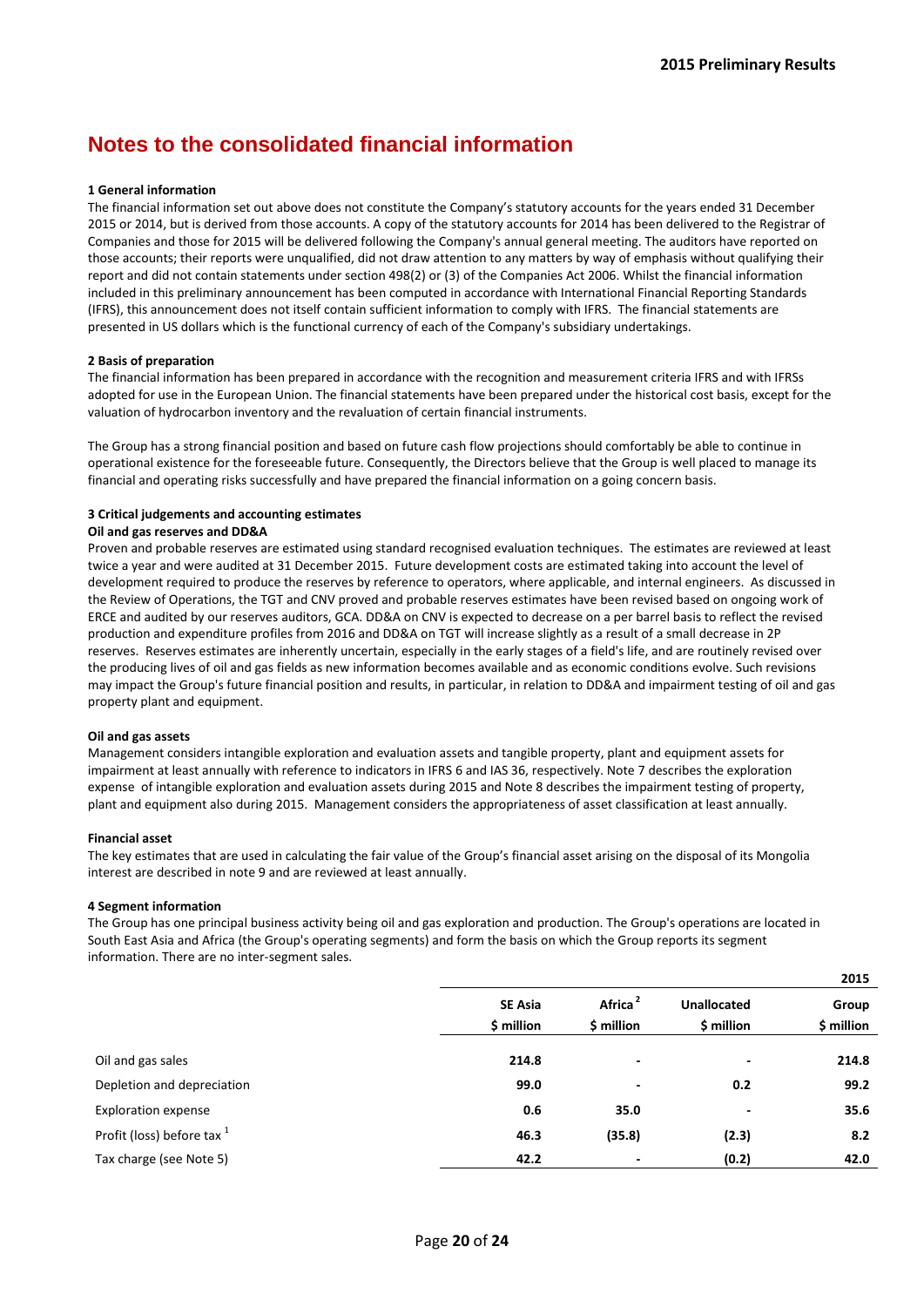# Notes to the consolidated financial information

### 1 General information

The financial information set out above does not constitute the Company's statutory accounts for the years ended 31 December 2015 or 2014, but is derived from those accounts. A copy of the statutory accounts for 2014 has been delivered to the Registrar of Companies and those for 2015 will be delivered following the Company's annual general meeting. The auditors have reported on those accounts; their reports were unqualified, did not draw attention to any matters by way of emphasis without qualifying their report and did not contain statements under section 498(2) or (3) of the Companies Act 2006. Whilst the financial information included in this preliminary announcement has been computed in accordance with International Financial Reporting Standards (IFRS), this announcement does not itself contain sufficient information to comply with IFRS. The financial statements are presented in US dollars which is the functional currency of each of the Company's subsidiary undertakings.

### 2 Basis of preparation

The financial information has been prepared in accordance with the recognition and measurement criteria IFRS and with IFRSs adopted for use in the European Union. The financial statements have been prepared under the historical cost basis, except for the valuation of hydrocarbon inventory and the revaluation of certain financial instruments.

The Group has a strong financial position and based on future cash flow projections should comfortably be able to continue in operational existence for the foreseeable future. Consequently, the Directors believe that the Group is well placed to manage its financial and operating risks successfully and have prepared the financial information on a going concern basis.

### 3 Critical judgements and accounting estimates

**Oil and gas reserves and DD&A**

Proven and probable reserves are estimated using standard recognised evaluation techniques. The estimates are reviewed at least twice a year and were audited at 31 December 2015. Future development costs are estimated taking into account the level of development required to produce the reserves by reference to operators, where applicable, and internal engineers. As discussed in the Review of Operations, the TGT and CNV proved and probable reserves estimates have been revised based on ongoing work of ERCE and audited by our reserves auditors, GCA. DD&A on CNV is expected to decrease on a per barrel basis to reflect the revised production and expenditure profiles from 2016 and DD&A on TGT will increase slightly as a result of a small decrease in 2P reserves. Reserves estimates are inherently uncertain, especially in the early stages of a field's life, and are routinely revised over the producing lives of oil and gas fields as new information becomes available and as economic conditions evolve. Such revisions may impact the Group's future financial position and results, in particular, in relation to DD&A and impairment testing of oil and gas property plant and equipment.

**Oil and gas assets**

Management considers intangible exploration and evaluation assets and tangible property, plant and equipment assets for impairment at least annually with reference to indicators in IFRS 6 and IAS 36, respectively. Note 7 describes the exploration expense of intangible exploration and evaluation assets during 2015 and Note 8 describes the impairment testing of property, plant and equipment also during 2015. Management considers the appropriateness of asset classification at least annually.

**Financial asset**

The key estimates that are used in calculating the fair value of the Group's financial asset arising on the disposal of its Mongolia interest are described in note 9 and are reviewed at least annually.

### 4 Segment information

The Group has one principal business activity being oil and gas exploration and production. The Group's operations are located in South East Asia and Africa (the Group's operating segments) and form the basis on which the Group reports its segment information. There are no inter-segment sales.

| | | | | **2015** |
|---|---|---|---|---|
| | **SE Asia** | **Africa [2]** | **Unallocated** | **Group** |
| | **$ million** | **$ million** | **$ million** | **$ million** |
| Oil and gas sales | **214.8** | **-** | **-** | **214.8** |
| Depletion and depreciation | **99.0** | **-** | **0.2** | **99.2** |
| Exploration expense | **0.6** | **35.0** | **-** | **35.6** |
| Profit (loss) before tax [1] | **46.3** | **(35.8)** | **(2.3)** | **8.2** |
| Tax charge (see Note 5) | **42.2** | **-** | **(0.2)** | **42.0** |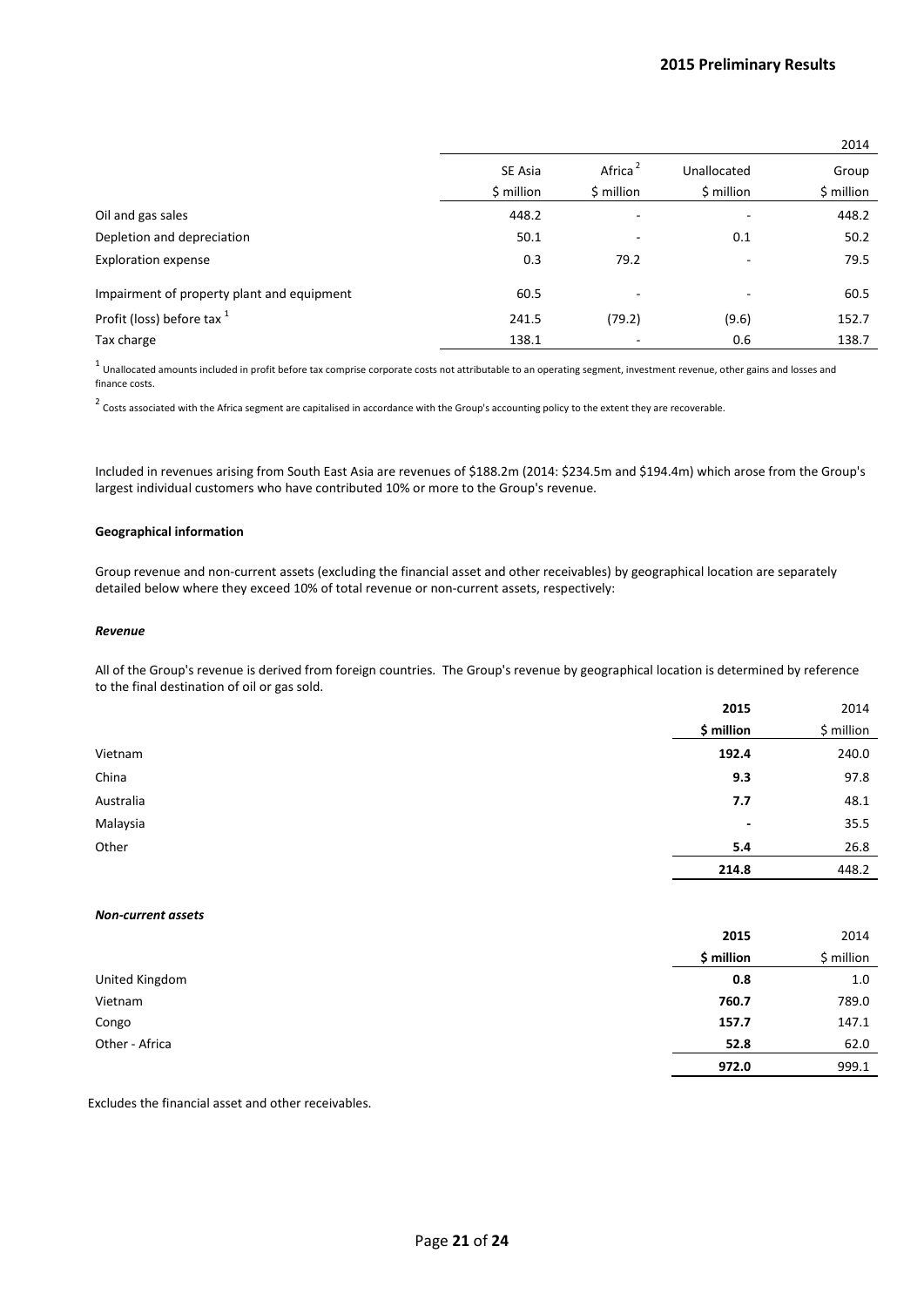| | SE Asia | Africa [2] | Unallocated | Group |
|---|---|---|---|---|
| | | | | 2014 |
| | $ million | $ million | $ million | $ million |
| Oil and gas sales | 448.2 | - | - | 448.2 |
| Depletion and depreciation | 50.1 | - | 0.1 | 50.2 |
| Exploration expense | 0.3 | 79.2 | - | 79.5 |
| Impairment of property plant and equipment | 60.5 | - | - | 60.5 |
| Profit (loss) before tax [1] | 241.5 | (79.2) | (9.6) | 152.7 |
| Tax charge | 138.1 | - | 0.6 | 138.7 |

[1] Unallocated amounts included in profit before tax comprise corporate costs not attributable to an operating segment, investment revenue, other gains and losses and finance costs.

[2] Costs associated with the Africa segment are capitalised in accordance with the Group's accounting policy to the extent they are recoverable.

Included in revenues arising from South East Asia are revenues of $188.2m (2014: $234.5m and $194.4m) which arose from the Group's largest individual customers who have contributed 10% or more to the Group's revenue.

**Geographical information**

Group revenue and non-current assets (excluding the financial asset and other receivables) by geographical location are separately detailed below where they exceed 10% of total revenue or non-current assets, respectively:

***Revenue***

All of the Group's revenue is derived from foreign countries. The Group's revenue by geographical location is determined by reference to the final destination of oil or gas sold.

| | **2015** | 2014 |
|---|---|---|
| | **$ million** | $ million |
| Vietnam | **192.4** | 240.0 |
| China | **9.3** | 97.8 |
| Australia | **7.7** | 48.1 |
| Malaysia | **-** | 35.5 |
| Other | **5.4** | 26.8 |
| | **214.8** | 448.2 |

***Non-current assets***

| | **2015** | 2014 |
|---|---|---|
| | **$ million** | $ million |
| United Kingdom | **0.8** | 1.0 |
| Vietnam | **760.7** | 789.0 |
| Congo | **157.7** | 147.1 |
| Other - Africa | **52.8** | 62.0 |
| | **972.0** | 999.1 |

Excludes the financial asset and other receivables.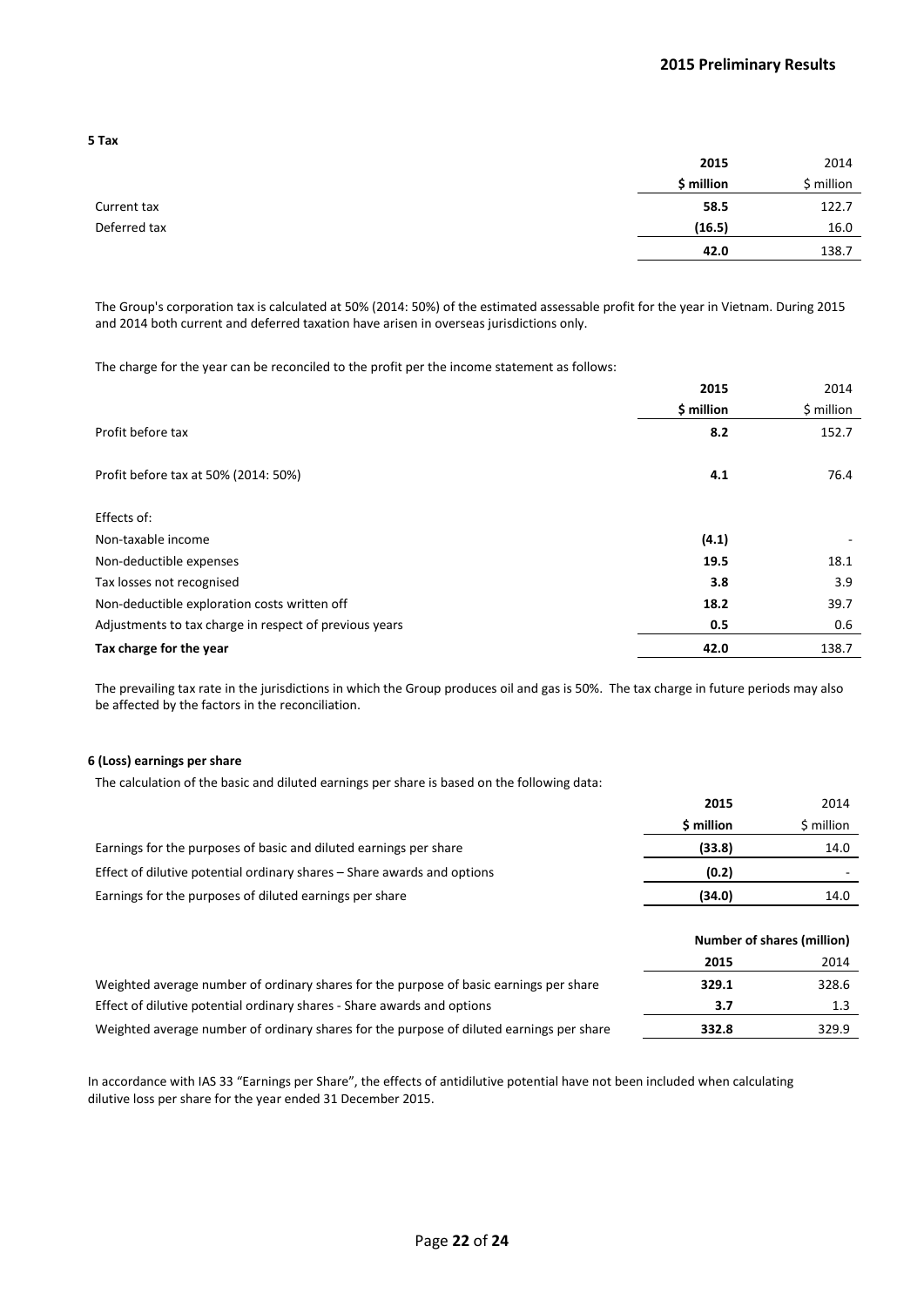### 5 Tax

| | 2015 | 2014 |
|---|---|---|
| | **\$ million** | \$ million |
| Current tax | **58.5** | 122.7 |
| Deferred tax | **(16.5)** | 16.0 |
| | **42.0** | 138.7 |

The Group's corporation tax is calculated at 50% (2014: 50%) of the estimated assessable profit for the year in Vietnam. During 2015 and 2014 both current and deferred taxation have arisen in overseas jurisdictions only.

The charge for the year can be reconciled to the profit per the income statement as follows:

| | 2015 | 2014 |
|---|---|---|
| | **\$ million** | \$ million |
| Profit before tax | **8.2** | 152.7 |
| Profit before tax at 50% (2014: 50%) | **4.1** | 76.4 |
| Effects of: | | |
| Non-taxable income | **(4.1)** | - |
| Non-deductible expenses | **19.5** | 18.1 |
| Tax losses not recognised | **3.8** | 3.9 |
| Non-deductible exploration costs written off | **18.2** | 39.7 |
| Adjustments to tax charge in respect of previous years | **0.5** | 0.6 |
| **Tax charge for the year** | **42.0** | 138.7 |

The prevailing tax rate in the jurisdictions in which the Group produces oil and gas is 50%. The tax charge in future periods may also be affected by the factors in the reconciliation.

### 6 (Loss) earnings per share

The calculation of the basic and diluted earnings per share is based on the following data:

| | 2015 | 2014 |
|---|---|---|
| | **\$ million** | \$ million |
| Earnings for the purposes of basic and diluted earnings per share | **(33.8)** | 14.0 |
| Effect of dilutive potential ordinary shares – Share awards and options | **(0.2)** | - |
| Earnings for the purposes of diluted earnings per share | **(34.0)** | 14.0 |

| | Number of shares (million) | |
|---|---|---|
| | **2015** | 2014 |
| Weighted average number of ordinary shares for the purpose of basic earnings per share | **329.1** | 328.6 |
| Effect of dilutive potential ordinary shares - Share awards and options | **3.7** | 1.3 |
| Weighted average number of ordinary shares for the purpose of diluted earnings per share | **332.8** | 329.9 |

In accordance with IAS 33 "Earnings per Share", the effects of antidilutive potential have not been included when calculating dilutive loss per share for the year ended 31 December 2015.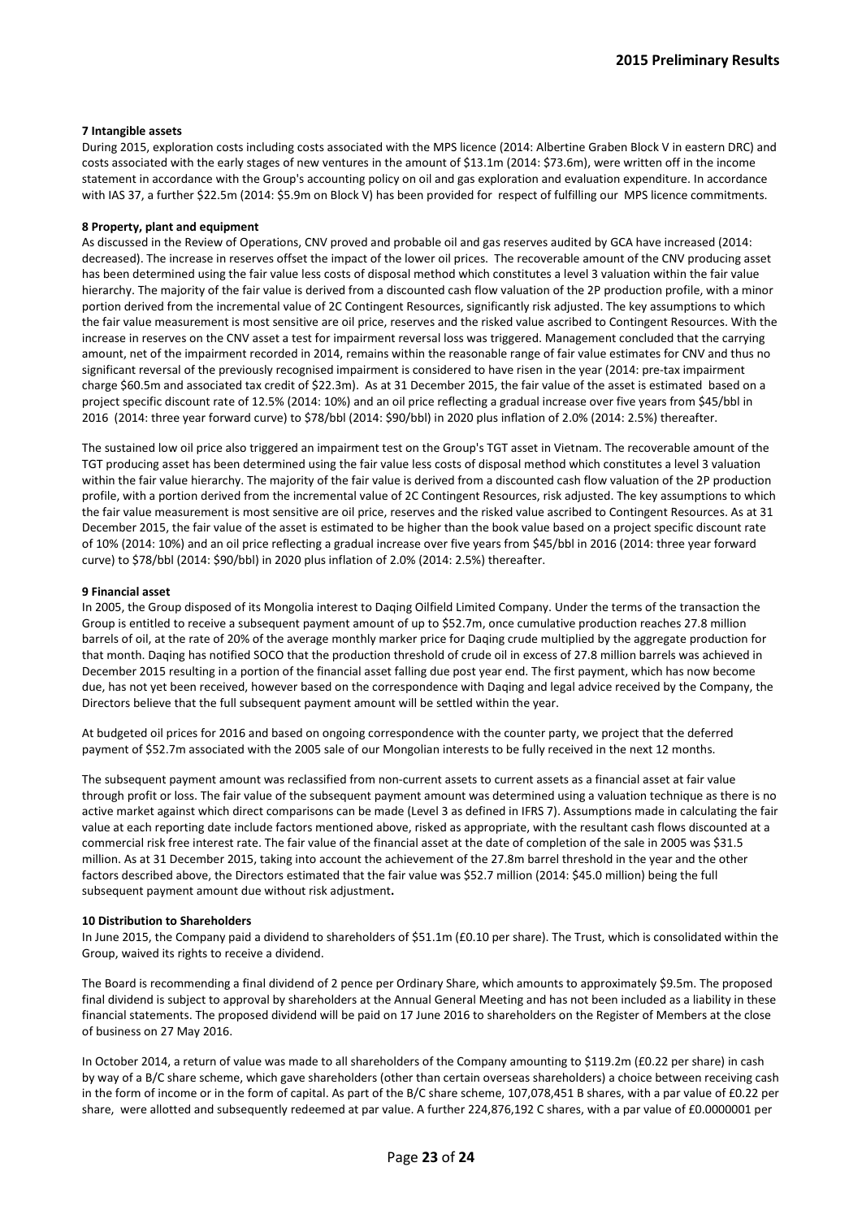**7 Intangible assets**

During 2015, exploration costs including costs associated with the MPS licence (2014: Albertine Graben Block V in eastern DRC) and costs associated with the early stages of new ventures in the amount of $13.1m (2014: $73.6m), were written off in the income statement in accordance with the Group's accounting policy on oil and gas exploration and evaluation expenditure. In accordance with IAS 37, a further $22.5m (2014: $5.9m on Block V) has been provided for respect of fulfilling our MPS licence commitments.

**8 Property, plant and equipment**

As discussed in the Review of Operations, CNV proved and probable oil and gas reserves audited by GCA have increased (2014: decreased). The increase in reserves offset the impact of the lower oil prices. The recoverable amount of the CNV producing asset has been determined using the fair value less costs of disposal method which constitutes a level 3 valuation within the fair value hierarchy. The majority of the fair value is derived from a discounted cash flow valuation of the 2P production profile, with a minor portion derived from the incremental value of 2C Contingent Resources, significantly risk adjusted. The key assumptions to which the fair value measurement is most sensitive are oil price, reserves and the risked value ascribed to Contingent Resources. With the increase in reserves on the CNV asset a test for impairment reversal loss was triggered. Management concluded that the carrying amount, net of the impairment recorded in 2014, remains within the reasonable range of fair value estimates for CNV and thus no significant reversal of the previously recognised impairment is considered to have risen in the year (2014: pre-tax impairment charge $60.5m and associated tax credit of $22.3m). As at 31 December 2015, the fair value of the asset is estimated based on a project specific discount rate of 12.5% (2014: 10%) and an oil price reflecting a gradual increase over five years from $45/bbl in 2016 (2014: three year forward curve) to $78/bbl (2014: $90/bbl) in 2020 plus inflation of 2.0% (2014: 2.5%) thereafter.

The sustained low oil price also triggered an impairment test on the Group's TGT asset in Vietnam. The recoverable amount of the TGT producing asset has been determined using the fair value less costs of disposal method which constitutes a level 3 valuation within the fair value hierarchy. The majority of the fair value is derived from a discounted cash flow valuation of the 2P production profile, with a portion derived from the incremental value of 2C Contingent Resources, risk adjusted. The key assumptions to which the fair value measurement is most sensitive are oil price, reserves and the risked value ascribed to Contingent Resources. As at 31 December 2015, the fair value of the asset is estimated to be higher than the book value based on a project specific discount rate of 10% (2014: 10%) and an oil price reflecting a gradual increase over five years from $45/bbl in 2016 (2014: three year forward curve) to $78/bbl (2014: $90/bbl) in 2020 plus inflation of 2.0% (2014: 2.5%) thereafter.

**9 Financial asset**

In 2005, the Group disposed of its Mongolia interest to Daqing Oilfield Limited Company. Under the terms of the transaction the Group is entitled to receive a subsequent payment amount of up to $52.7m, once cumulative production reaches 27.8 million barrels of oil, at the rate of 20% of the average monthly marker price for Daqing crude multiplied by the aggregate production for that month. Daqing has notified SOCO that the production threshold of crude oil in excess of 27.8 million barrels was achieved in December 2015 resulting in a portion of the financial asset falling due post year end. The first payment, which has now become due, has not yet been received, however based on the correspondence with Daqing and legal advice received by the Company, the Directors believe that the full subsequent payment amount will be settled within the year.

At budgeted oil prices for 2016 and based on ongoing correspondence with the counter party, we project that the deferred payment of $52.7m associated with the 2005 sale of our Mongolian interests to be fully received in the next 12 months.

The subsequent payment amount was reclassified from non-current assets to current assets as a financial asset at fair value through profit or loss. The fair value of the subsequent payment amount was determined using a valuation technique as there is no active market against which direct comparisons can be made (Level 3 as defined in IFRS 7). Assumptions made in calculating the fair value at each reporting date include factors mentioned above, risked as appropriate, with the resultant cash flows discounted at a commercial risk free interest rate. The fair value of the financial asset at the date of completion of the sale in 2005 was $31.5 million. As at 31 December 2015, taking into account the achievement of the 27.8m barrel threshold in the year and the other factors described above, the Directors estimated that the fair value was $52.7 million (2014: $45.0 million) being the full subsequent payment amount due without risk adjustment**.**

**10 Distribution to Shareholders**

In June 2015, the Company paid a dividend to shareholders of $51.1m (£0.10 per share). The Trust, which is consolidated within the Group, waived its rights to receive a dividend.

The Board is recommending a final dividend of 2 pence per Ordinary Share, which amounts to approximately $9.5m. The proposed final dividend is subject to approval by shareholders at the Annual General Meeting and has not been included as a liability in these financial statements. The proposed dividend will be paid on 17 June 2016 to shareholders on the Register of Members at the close of business on 27 May 2016.

In October 2014, a return of value was made to all shareholders of the Company amounting to $119.2m (£0.22 per share) in cash by way of a B/C share scheme, which gave shareholders (other than certain overseas shareholders) a choice between receiving cash in the form of income or in the form of capital. As part of the B/C share scheme, 107,078,451 B shares, with a par value of £0.22 per share, were allotted and subsequently redeemed at par value. A further 224,876,192 C shares, with a par value of £0.0000001 per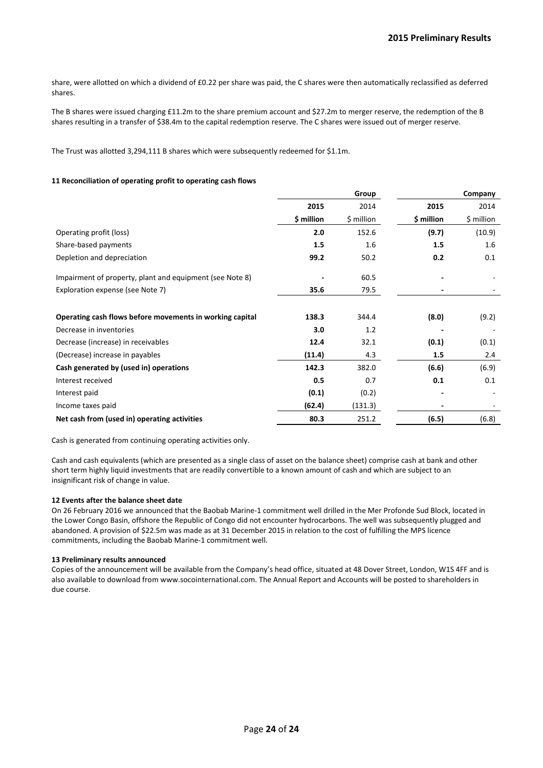share, were allotted on which a dividend of £0.22 per share was paid, the C shares were then automatically reclassified as deferred shares.

The B shares were issued charging £11.2m to the share premium account and $27.2m to merger reserve, the redemption of the B shares resulting in a transfer of $38.4m to the capital redemption reserve. The C shares were issued out of merger reserve.

The Trust was allotted 3,294,111 B shares which were subsequently redeemed for $1.1m.

**11 Reconciliation of operating profit to operating cash flows**

| | Group | | Company | |
|---|---|---|---|---|
| | **2015** | 2014 | **2015** | 2014 |
| | **$ million** | $ million | **$ million** | $ million |
| Operating profit (loss) | **2.0** | 152.6 | **(9.7)** | (10.9) |
| Share-based payments | **1.5** | 1.6 | **1.5** | 1.6 |
| Depletion and depreciation | **99.2** | 50.2 | **0.2** | 0.1 |
| Impairment of property, plant and equipment (see Note 8) | **-** | 60.5 | **-** | - |
| Exploration expense (see Note 7) | **35.6** | 79.5 | **-** | - |
| **Operating cash flows before movements in working capital** | **138.3** | 344.4 | **(8.0)** | (9.2) |
| Decrease in inventories | **3.0** | 1.2 | **-** | - |
| Decrease (increase) in receivables | **12.4** | 32.1 | **(0.1)** | (0.1) |
| (Decrease) increase in payables | **(11.4)** | 4.3 | **1.5** | 2.4 |
| **Cash generated by (used in) operations** | **142.3** | 382.0 | **(6.6)** | (6.9) |
| Interest received | **0.5** | 0.7 | **0.1** | 0.1 |
| Interest paid | **(0.1)** | (0.2) | **-** | - |
| Income taxes paid | **(62.4)** | (131.3) | **-** | - |
| **Net cash from (used in) operating activities** | **80.3** | 251.2 | **(6.5)** | (6.8) |

Cash is generated from continuing operating activities only.

Cash and cash equivalents (which are presented as a single class of asset on the balance sheet) comprise cash at bank and other short term highly liquid investments that are readily convertible to a known amount of cash and which are subject to an insignificant risk of change in value.

**12 Events after the balance sheet date**

On 26 February 2016 we announced that the Baobab Marine-1 commitment well drilled in the Mer Profonde Sud Block, located in the Lower Congo Basin, offshore the Republic of Congo did not encounter hydrocarbons. The well was subsequently plugged and abandoned. A provision of $22.5m was made as at 31 December 2015 in relation to the cost of fulfilling the MPS licence commitments, including the Baobab Marine-1 commitment well.

**13 Preliminary results announced**

Copies of the announcement will be available from the Company's head office, situated at 48 Dover Street, London, W1S 4FF and is also available to download from www.socointernational.com. The Annual Report and Accounts will be posted to shareholders in due course.